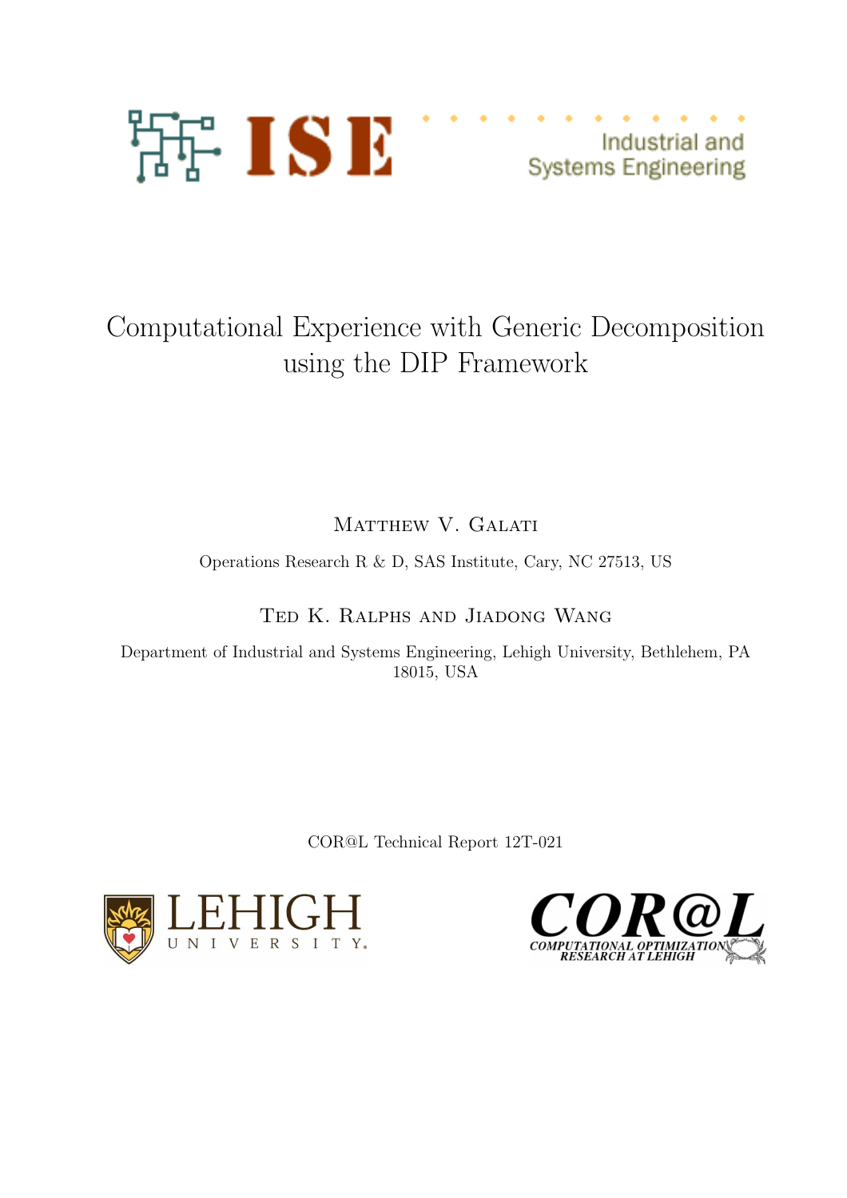# Computational Experience with Generic Decomposition using the DIP Framework

Matthew V. Galati

Operations Research R & D, SAS Institute, Cary, NC 27513, US

Ted K. Ralphs and Jiadong Wang

Department of Industrial and Systems Engineering, Lehigh University, Bethlehem, PA 18015, USA

COR@L Technical Report 12T-021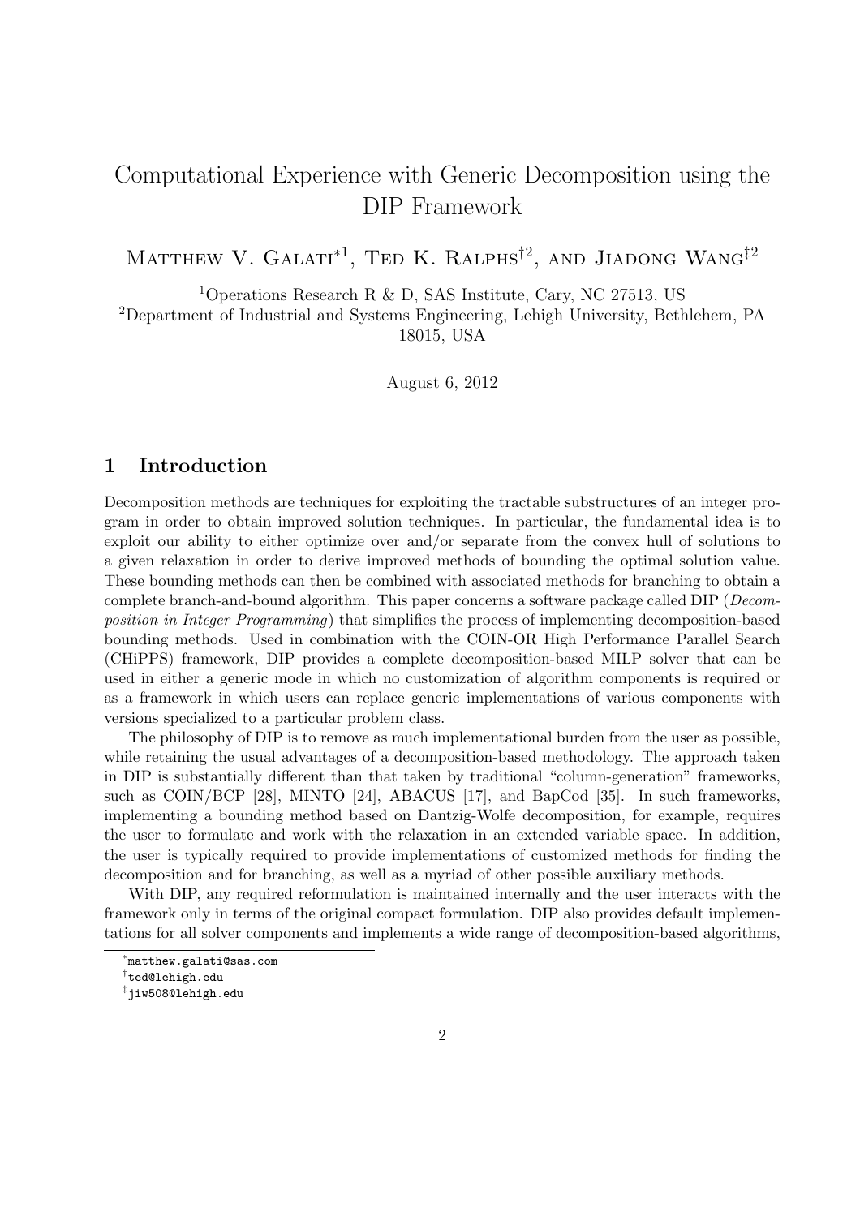# Computational Experience with Generic Decomposition using the DIP Framework

Matthew V. Galati*[1], Ted K. Ralphs†[2], and Jiadong Wang‡[2]

[1]Operations Research R & D, SAS Institute, Cary, NC 27513, US

[2]Department of Industrial and Systems Engineering, Lehigh University, Bethlehem, PA 18015, USA

August 6, 2012

## 1 Introduction

Decomposition methods are techniques for exploiting the tractable substructures of an integer program in order to obtain improved solution techniques. In particular, the fundamental idea is to exploit our ability to either optimize over and/or separate from the convex hull of solutions to a given relaxation in order to derive improved methods of bounding the optimal solution value. These bounding methods can then be combined with associated methods for branching to obtain a complete branch-and-bound algorithm. This paper concerns a software package called DIP (*Decomposition in Integer Programming*) that simplifies the process of implementing decomposition-based bounding methods. Used in combination with the COIN-OR High Performance Parallel Search (CHiPPS) framework, DIP provides a complete decomposition-based MILP solver that can be used in either a generic mode in which no customization of algorithm components is required or as a framework in which users can replace generic implementations of various components with versions specialized to a particular problem class.

The philosophy of DIP is to remove as much implementational burden from the user as possible, while retaining the usual advantages of a decomposition-based methodology. The approach taken in DIP is substantially different than that taken by traditional "column-generation" frameworks, such as COIN/BCP [28], MINTO [24], ABACUS [17], and BapCod [35]. In such frameworks, implementing a bounding method based on Dantzig-Wolfe decomposition, for example, requires the user to formulate and work with the relaxation in an extended variable space. In addition, the user is typically required to provide implementations of customized methods for finding the decomposition and for branching, as well as a myriad of other possible auxiliary methods.

With DIP, any required reformulation is maintained internally and the user interacts with the framework only in terms of the original compact formulation. DIP also provides default implementations for all solver components and implements a wide range of decomposition-based algorithms,

*matthew.galati@sas.com

†ted@lehigh.edu

‡jiw508@lehigh.edu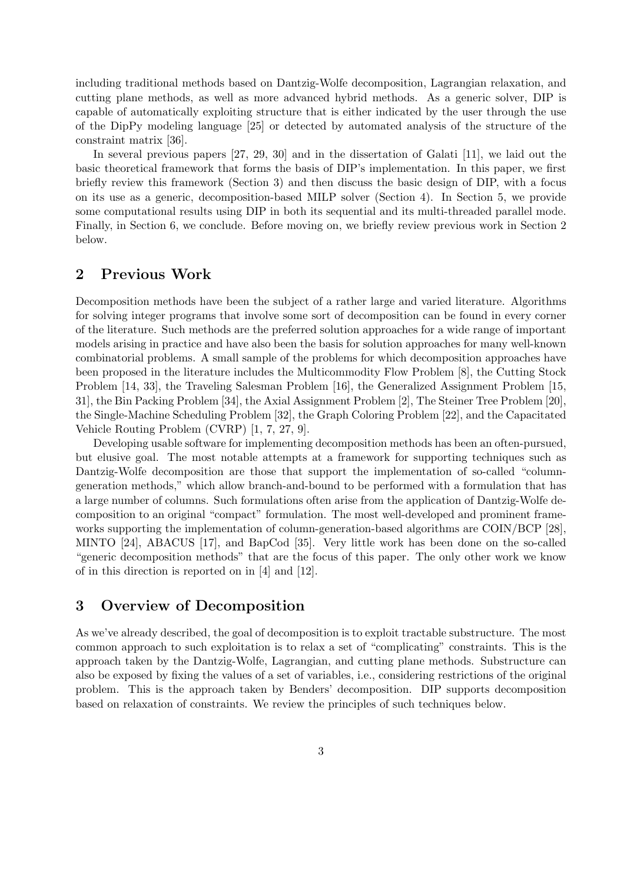including traditional methods based on Dantzig-Wolfe decomposition, Lagrangian relaxation, and cutting plane methods, as well as more advanced hybrid methods. As a generic solver, DIP is capable of automatically exploiting structure that is either indicated by the user through the use of the DipPy modeling language [25] or detected by automated analysis of the structure of the constraint matrix [36].

In several previous papers [27, 29, 30] and in the dissertation of Galati [11], we laid out the basic theoretical framework that forms the basis of DIP's implementation. In this paper, we first briefly review this framework (Section 3) and then discuss the basic design of DIP, with a focus on its use as a generic, decomposition-based MILP solver (Section 4). In Section 5, we provide some computational results using DIP in both its sequential and its multi-threaded parallel mode. Finally, in Section 6, we conclude. Before moving on, we briefly review previous work in Section 2 below.

## 2 Previous Work

Decomposition methods have been the subject of a rather large and varied literature. Algorithms for solving integer programs that involve some sort of decomposition can be found in every corner of the literature. Such methods are the preferred solution approaches for a wide range of important models arising in practice and have also been the basis for solution approaches for many well-known combinatorial problems. A small sample of the problems for which decomposition approaches have been proposed in the literature includes the Multicommodity Flow Problem [8], the Cutting Stock Problem [14, 33], the Traveling Salesman Problem [16], the Generalized Assignment Problem [15, 31], the Bin Packing Problem [34], the Axial Assignment Problem [2], The Steiner Tree Problem [20], the Single-Machine Scheduling Problem [32], the Graph Coloring Problem [22], and the Capacitated Vehicle Routing Problem (CVRP) [1, 7, 27, 9].

Developing usable software for implementing decomposition methods has been an often-pursued, but elusive goal. The most notable attempts at a framework for supporting techniques such as Dantzig-Wolfe decomposition are those that support the implementation of so-called "column-generation methods," which allow branch-and-bound to be performed with a formulation that has a large number of columns. Such formulations often arise from the application of Dantzig-Wolfe decomposition to an original "compact" formulation. The most well-developed and prominent frameworks supporting the implementation of column-generation-based algorithms are COIN/BCP [28], MINTO [24], ABACUS [17], and BapCod [35]. Very little work has been done on the so-called "generic decomposition methods" that are the focus of this paper. The only other work we know of in this direction is reported on in [4] and [12].

## 3 Overview of Decomposition

As we've already described, the goal of decomposition is to exploit tractable substructure. The most common approach to such exploitation is to relax a set of "complicating" constraints. This is the approach taken by the Dantzig-Wolfe, Lagrangian, and cutting plane methods. Substructure can also be exposed by fixing the values of a set of variables, i.e., considering restrictions of the original problem. This is the approach taken by Benders' decomposition. DIP supports decomposition based on relaxation of constraints. We review the principles of such techniques below.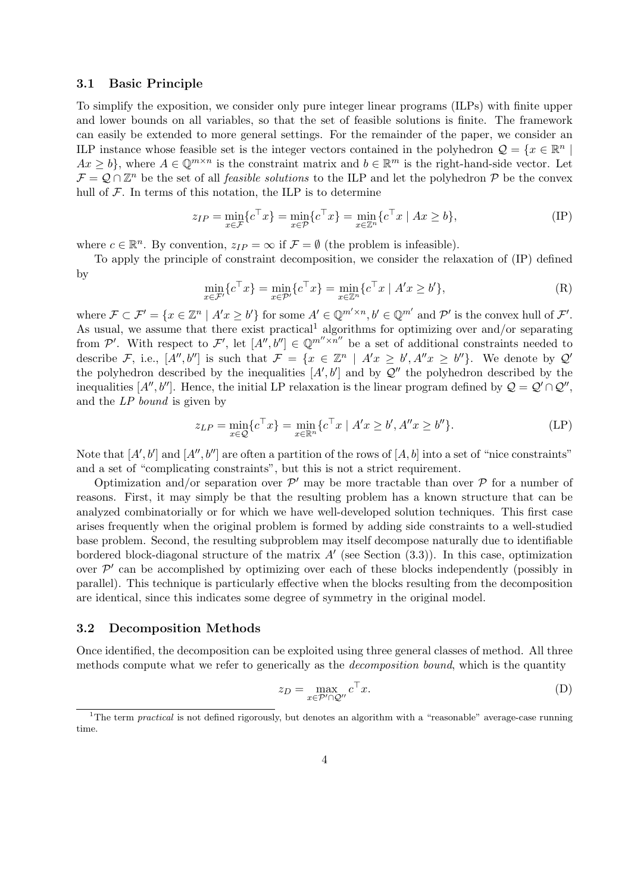### 3.1 Basic Principle

To simplify the exposition, we consider only pure integer linear programs (ILPs) with finite upper and lower bounds on all variables, so that the set of feasible solutions is finite. The framework can easily be extended to more general settings. For the remainder of the paper, we consider an ILP instance whose feasible set is the integer vectors contained in the polyhedron $\mathcal{Q} = \{x \in \mathbb{R}^n \mid Ax \geq b\}$, where $A \in \mathbb{Q}^{m \times n}$ is the constraint matrix and $b \in \mathbb{R}^m$ is the right-hand-side vector. Let $\mathcal{F} = \mathcal{Q} \cap \mathbb{Z}^n$ be the set of all *feasible solutions* to the ILP and let the polyhedron $\mathcal{P}$ be the convex hull of $\mathcal{F}$. In terms of this notation, the ILP is to determine

$$z_{IP} = \min_{x \in \mathcal{F}} \{c^\top x\} = \min_{x \in \mathcal{P}} \{c^\top x\} = \min_{x \in \mathbb{Z}^n} \{c^\top x \mid Ax \geq b\}, \tag{IP}$$

where $c \in \mathbb{R}^n$. By convention, $z_{IP} = \infty$ if $\mathcal{F} = \emptyset$ (the problem is infeasible).

To apply the principle of constraint decomposition, we consider the relaxation of (IP) defined by

$$\min_{x \in \mathcal{F}'} \{c^\top x\} = \min_{x \in \mathcal{P}'} \{c^\top x\} = \min_{x \in \mathbb{Z}^n} \{c^\top x \mid A'x \geq b'\}, \tag{R}$$

where $\mathcal{F} \subset \mathcal{F}' = \{x \in \mathbb{Z}^n \mid A'x \geq b'\}$ for some $A' \in \mathbb{Q}^{m' \times n}, b' \in \mathbb{Q}^{m'}$ and $\mathcal{P}'$ is the convex hull of $\mathcal{F}'$. As usual, we assume that there exist practical[1] algorithms for optimizing over and/or separating from $\mathcal{P}'$. With respect to $\mathcal{F}'$, let $[A'', b''] \in \mathbb{Q}^{m'' \times n''}$ be a set of additional constraints needed to describe $\mathcal{F}$, i.e., $[A'', b'']$ is such that $\mathcal{F} = \{x \in \mathbb{Z}^n \mid A'x \geq b', A''x \geq b''\}$. We denote by $\mathcal{Q}'$ the polyhedron described by the inequalities $[A', b']$ and by $\mathcal{Q}''$ the polyhedron described by the inequalities $[A'', b'']$. Hence, the initial LP relaxation is the linear program defined by $\mathcal{Q} = \mathcal{Q}' \cap \mathcal{Q}''$, and the *LP bound* is given by

$$z_{LP} = \min_{x \in \mathcal{Q}} \{c^\top x\} = \min_{x \in \mathbb{R}^n} \{c^\top x \mid A'x \geq b', A''x \geq b''\}. \tag{LP}$$

Note that $[A', b']$ and $[A'', b'']$ are often a partition of the rows of $[A, b]$ into a set of "nice constraints" and a set of "complicating constraints", but this is not a strict requirement.

Optimization and/or separation over $\mathcal{P}'$ may be more tractable than over $\mathcal{P}$ for a number of reasons. First, it may simply be that the resulting problem has a known structure that can be analyzed combinatorially or for which we have well-developed solution techniques. This first case arises frequently when the original problem is formed by adding side constraints to a well-studied base problem. Second, the resulting subproblem may itself decompose naturally due to identifiable bordered block-diagonal structure of the matrix $A'$ (see Section (3.3)). In this case, optimization over $\mathcal{P}'$ can be accomplished by optimizing over each of these blocks independently (possibly in parallel). This technique is particularly effective when the blocks resulting from the decomposition are identical, since this indicates some degree of symmetry in the original model.

### 3.2 Decomposition Methods

Once identified, the decomposition can be exploited using three general classes of method. All three methods compute what we refer to generically as the *decomposition bound*, which is the quantity

$$z_D = \max_{x \in \mathcal{P}' \cap \mathcal{Q}''} c^\top x. \tag{D}$$

[1] The term *practical* is not defined rigorously, but denotes an algorithm with a "reasonable" average-case running time.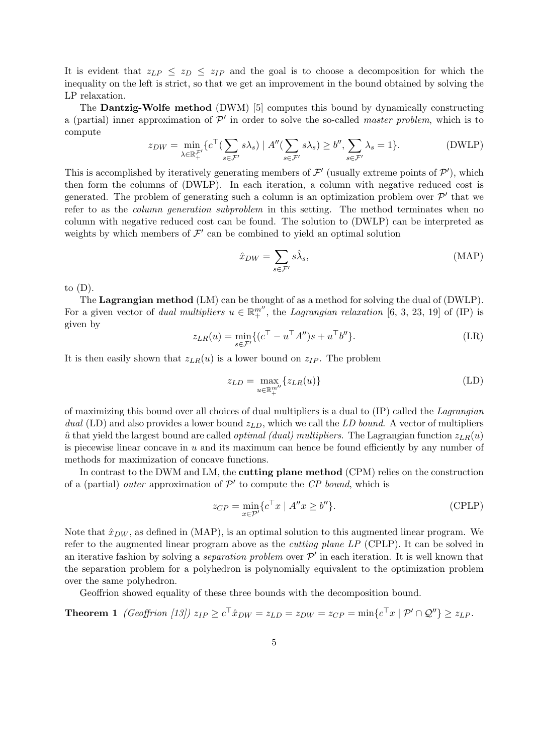It is evident that $z_{LP} \leq z_D \leq z_{IP}$ and the goal is to choose a decomposition for which the inequality on the left is strict, so that we get an improvement in the bound obtained by solving the LP relaxation.

The **Dantzig-Wolfe method** (DWM) [5] computes this bound by dynamically constructing a (partial) inner approximation of $\mathcal{P}'$ in order to solve the so-called *master problem*, which is to compute

$$z_{DW} = \min_{\lambda \in \mathbb{R}_+^{\mathcal{F}'}} \{c^\top (\sum_{s \in \mathcal{F}'} s\lambda_s) \mid A''(\sum_{s \in \mathcal{F}'} s\lambda_s) \geq b'', \sum_{s \in \mathcal{F}'} \lambda_s = 1\}. \tag{DWLP}$$

This is accomplished by iteratively generating members of $\mathcal{F}'$ (usually extreme points of $\mathcal{P}'$), which then form the columns of (DWLP). In each iteration, a column with negative reduced cost is generated. The problem of generating such a column is an optimization problem over $\mathcal{P}'$ that we refer to as the *column generation subproblem* in this setting. The method terminates when no column with negative reduced cost can be found. The solution to (DWLP) can be interpreted as weights by which members of $\mathcal{F}'$ can be combined to yield an optimal solution

$$\hat{x}_{DW} = \sum_{s \in \mathcal{F}'} s\hat{\lambda}_s, \tag{MAP}$$

to (D).

The **Lagrangian method** (LM) can be thought of as a method for solving the dual of (DWLP). For a given vector of *dual multipliers* $u \in \mathbb{R}_+^{m''}$, the *Lagrangian relaxation* [6, 3, 23, 19] of (IP) is given by

$$z_{LR}(u) = \min_{s \in \mathcal{F}'} \{(c^\top - u^\top A'')s + u^\top b''\}. \tag{LR}$$

It is then easily shown that $z_{LR}(u)$ is a lower bound on $z_{IP}$. The problem

$$z_{LD} = \max_{u \in \mathbb{R}_+^{m''}} \{z_{LR}(u)\} \tag{LD}$$

of maximizing this bound over all choices of dual multipliers is a dual to (IP) called the *Lagrangian dual* (LD) and also provides a lower bound $z_{LD}$, which we call the *LD bound*. A vector of multipliers $\hat{u}$ that yield the largest bound are called *optimal (dual) multipliers*. The Lagrangian function $z_{LR}(u)$ is piecewise linear concave in $u$ and its maximum can hence be found efficiently by any number of methods for maximization of concave functions.

In contrast to the DWM and LM, the **cutting plane method** (CPM) relies on the construction of a (partial) *outer* approximation of $\mathcal{P}'$ to compute the *CP bound*, which is

$$z_{CP} = \min_{x \in \mathcal{P}'} \{c^\top x \mid A''x \geq b''\}. \tag{CPLP}$$

Note that $\hat{x}_{DW}$, as defined in (MAP), is an optimal solution to this augmented linear program. We refer to the augmented linear program above as the *cutting plane LP* (CPLP). It can be solved in an iterative fashion by solving a *separation problem* over $\mathcal{P}'$ in each iteration. It is well known that the separation problem for a polyhedron is polynomially equivalent to the optimization problem over the same polyhedron.

Geoffrion showed equality of these three bounds with the decomposition bound.

**Theorem 1** *(Geoffrion [13])* $z_{IP} \geq c^\top \hat{x}_{DW} = z_{LD} = z_{DW} = z_{CP} = \min\{c^\top x \mid \mathcal{P}' \cap \mathcal{Q}''\} \geq z_{LP}$.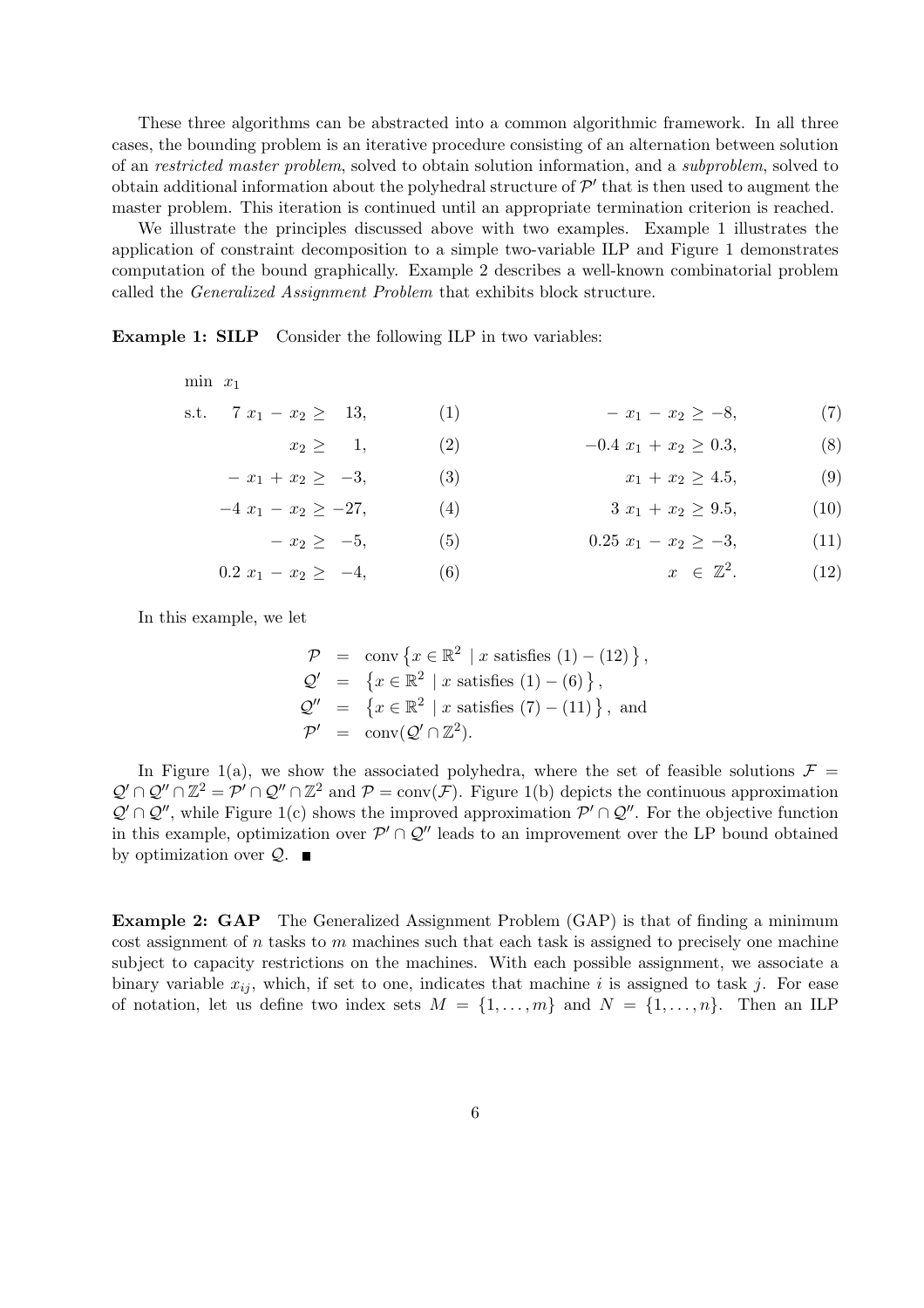These three algorithms can be abstracted into a common algorithmic framework. In all three cases, the bounding problem is an iterative procedure consisting of an alternation between solution of an *restricted master problem*, solved to obtain solution information, and a *subproblem*, solved to obtain additional information about the polyhedral structure of $\mathcal{P}'$ that is then used to augment the master problem. This iteration is continued until an appropriate termination criterion is reached.

We illustrate the principles discussed above with two examples. Example 1 illustrates the application of constraint decomposition to a simple two-variable ILP and Figure 1 demonstrates computation of the bound graphically. Example 2 describes a well-known combinatorial problem called the *Generalized Assignment Problem* that exhibits block structure.

**Example 1: SILP** Consider the following ILP in two variables:

$$
\begin{array}{llrlr}
\min & x_1 & & & \\
\text{s.t.} & 7\,x_1 - x_2 \geq 13, & (1) & \quad - x_1 - x_2 \geq -8, & (7)\\
& x_2 \geq 1, & (2) & \quad -0.4\,x_1 + x_2 \geq 0.3, & (8)\\
& - x_1 + x_2 \geq -3, & (3) & \quad x_1 + x_2 \geq 4.5, & (9)\\
& -4\,x_1 - x_2 \geq -27, & (4) & \quad 3\,x_1 + x_2 \geq 9.5, & (10)\\
& - x_2 \geq -5, & (5) & \quad 0.25\,x_1 - x_2 \geq -3, & (11)\\
& 0.2\,x_1 - x_2 \geq -4, & (6) & \quad x \in \mathbb{Z}^2. & (12)
\end{array}
$$

In this example, we let

$$
\begin{array}{rcl}
\mathcal{P} & = & \operatorname{conv}\left\{x \in \mathbb{R}^2 \mid x \text{ satisfies } (1)-(12)\right\},\\
\mathcal{Q}' & = & \left\{x \in \mathbb{R}^2 \mid x \text{ satisfies } (1)-(6)\right\},\\
\mathcal{Q}'' & = & \left\{x \in \mathbb{R}^2 \mid x \text{ satisfies } (7)-(11)\right\}, \text{ and}\\
\mathcal{P}' & = & \operatorname{conv}(\mathcal{Q}' \cap \mathbb{Z}^2).
\end{array}
$$

In Figure 1(a), we show the associated polyhedra, where the set of feasible solutions $\mathcal{F} = \mathcal{Q}' \cap \mathcal{Q}'' \cap \mathbb{Z}^2 = \mathcal{P}' \cap \mathcal{Q}'' \cap \mathbb{Z}^2$ and $\mathcal{P} = \operatorname{conv}(\mathcal{F})$. Figure 1(b) depicts the continuous approximation $\mathcal{Q}' \cap \mathcal{Q}''$, while Figure 1(c) shows the improved approximation $\mathcal{P}' \cap \mathcal{Q}''$. For the objective function in this example, optimization over $\mathcal{P}' \cap \mathcal{Q}''$ leads to an improvement over the LP bound obtained by optimization over $\mathcal{Q}$. ■

**Example 2: GAP** The Generalized Assignment Problem (GAP) is that of finding a minimum cost assignment of $n$ tasks to $m$ machines such that each task is assigned to precisely one machine subject to capacity restrictions on the machines. With each possible assignment, we associate a binary variable $x_{ij}$, which, if set to one, indicates that machine $i$ is assigned to task $j$. For ease of notation, let us define two index sets $M = \{1, \ldots, m\}$ and $N = \{1, \ldots, n\}$. Then an ILP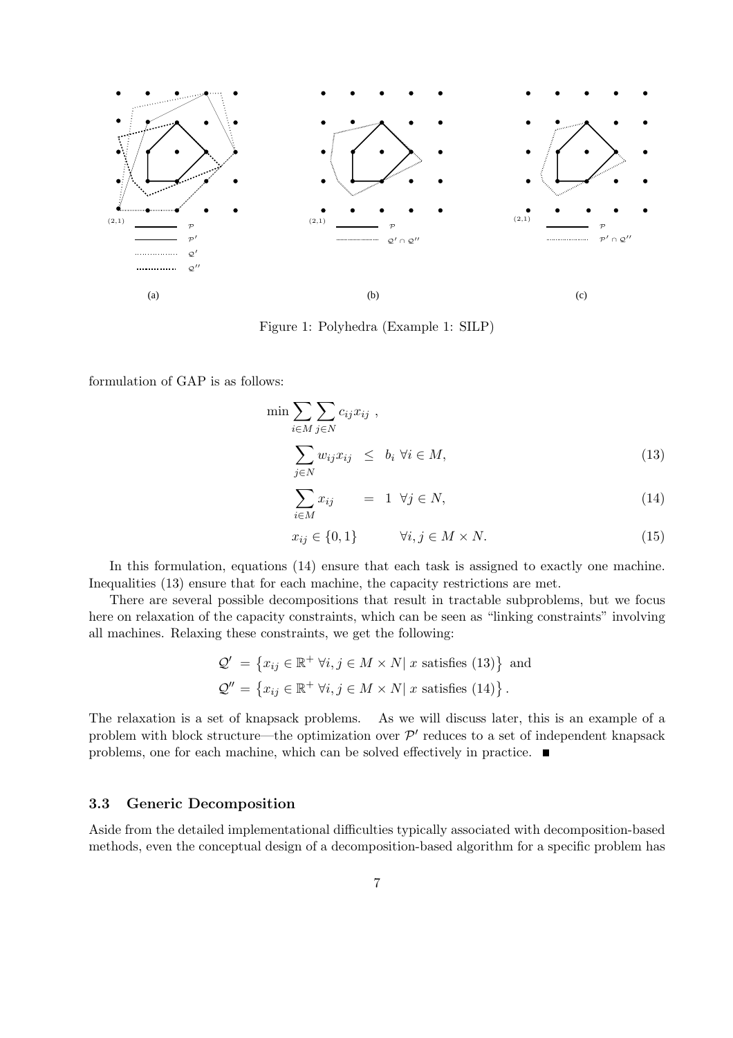Figure 1: Polyhedra (Example 1: SILP)

formulation of GAP is as follows:

$$
\begin{aligned}
\min \sum_{i \in M} \sum_{j \in N} c_{ij} x_{ij} \ , & \\
\sum_{j \in N} w_{ij} x_{ij} \ \leq \ b_i \ \forall i \in M, & \qquad (13) \\
\sum_{i \in M} x_{ij} \ = \ 1 \ \forall j \in N, & \qquad (14) \\
x_{ij} \in \{0,1\} \qquad \forall i,j \in M \times N. & \qquad (15)
\end{aligned}
$$

In this formulation, equations (14) ensure that each task is assigned to exactly one machine. Inequalities (13) ensure that for each machine, the capacity restrictions are met.

There are several possible decompositions that result in tractable subproblems, but we focus here on relaxation of the capacity constraints, which can be seen as "linking constraints" involving all machines. Relaxing these constraints, we get the following:

$$
\begin{aligned}
\mathcal{Q}' &= \left\{ x_{ij} \in \mathbb{R}^+ \ \forall i,j \in M \times N | \ x \text{ satisfies (13)} \right\} \text{ and} \\
\mathcal{Q}'' &= \left\{ x_{ij} \in \mathbb{R}^+ \ \forall i,j \in M \times N | \ x \text{ satisfies (14)} \right\}.
\end{aligned}
$$

The relaxation is a set of knapsack problems. As we will discuss later, this is an example of a problem with block structure—the optimization over $\mathcal{P}'$ reduces to a set of independent knapsack problems, one for each machine, which can be solved effectively in practice. ■

### 3.3 Generic Decomposition

Aside from the detailed implementational difficulties typically associated with decomposition-based methods, even the conceptual design of a decomposition-based algorithm for a specific problem has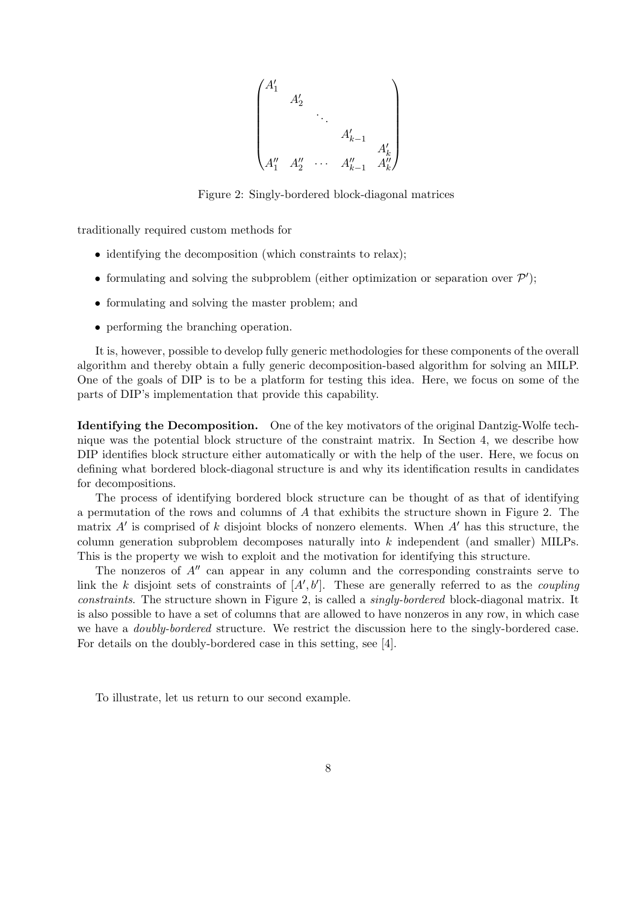$$
\begin{pmatrix}
A'_1 & & & & \\
& A'_2 & & & \\
& & \ddots & & \\
& & & A'_{k-1} & \\
& & & & A'_k \\
A''_1 & A''_2 & \cdots & A''_{k-1} & A''_k
\end{pmatrix}
$$

Figure 2: Singly-bordered block-diagonal matrices

traditionally required custom methods for

- identifying the decomposition (which constraints to relax);
- formulating and solving the subproblem (either optimization or separation over $\mathcal{P}'$);
- formulating and solving the master problem; and
- performing the branching operation.

It is, however, possible to develop fully generic methodologies for these components of the overall algorithm and thereby obtain a fully generic decomposition-based algorithm for solving an MILP. One of the goals of DIP is to be a platform for testing this idea. Here, we focus on some of the parts of DIP's implementation that provide this capability.

**Identifying the Decomposition.** One of the key motivators of the original Dantzig-Wolfe technique was the potential block structure of the constraint matrix. In Section 4, we describe how DIP identifies block structure either automatically or with the help of the user. Here, we focus on defining what bordered block-diagonal structure is and why its identification results in candidates for decompositions.

The process of identifying bordered block structure can be thought of as that of identifying a permutation of the rows and columns of $A$ that exhibits the structure shown in Figure 2. The matrix $A'$ is comprised of $k$ disjoint blocks of nonzero elements. When $A'$ has this structure, the column generation subproblem decomposes naturally into $k$ independent (and smaller) MILPs. This is the property we wish to exploit and the motivation for identifying this structure.

The nonzeros of $A''$ can appear in any column and the corresponding constraints serve to link the $k$ disjoint sets of constraints of $[A', b']$. These are generally referred to as the *coupling constraints*. The structure shown in Figure 2, is called a *singly-bordered* block-diagonal matrix. It is also possible to have a set of columns that are allowed to have nonzeros in any row, in which case we have a *doubly-bordered* structure. We restrict the discussion here to the singly-bordered case. For details on the doubly-bordered case in this setting, see [4].

To illustrate, let us return to our second example.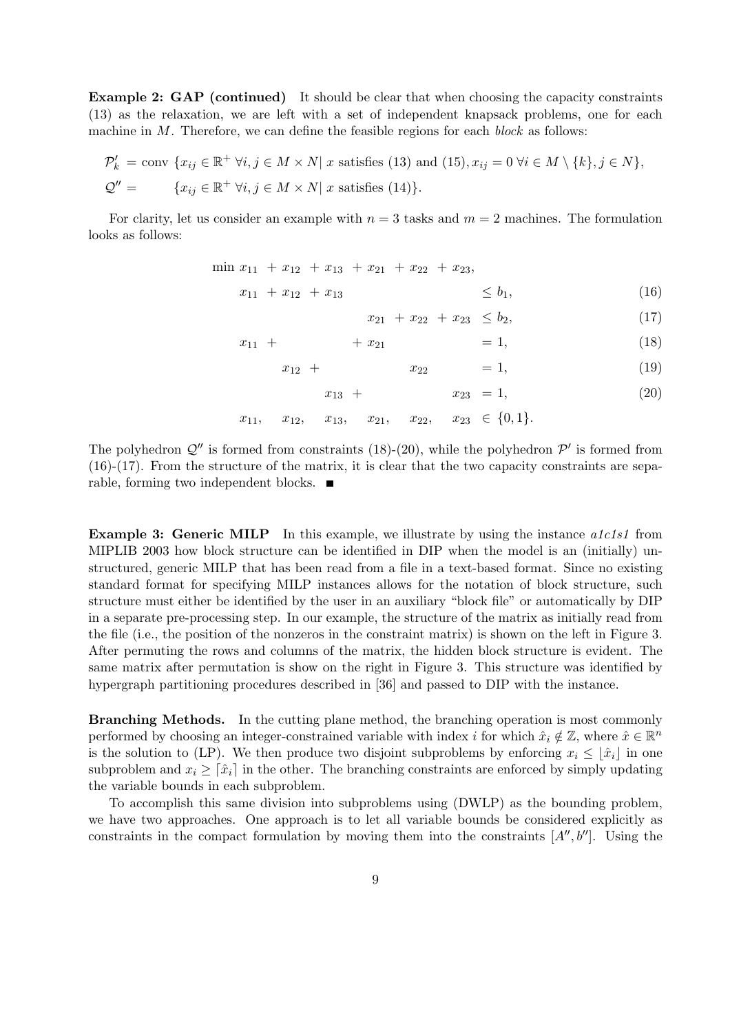**Example 2: GAP (continued)** It should be clear that when choosing the capacity constraints (13) as the relaxation, we are left with a set of independent knapsack problems, one for each machine in $M$. Therefore, we can define the feasible regions for each *block* as follows:

$$
\begin{aligned}
\mathcal{P}'_k &= \text{conv } \{x_{ij} \in \mathbb{R}^+ \; \forall i, j \in M \times N | \; x \text{ satisfies (13) and (15)}, x_{ij} = 0 \; \forall i \in M \setminus \{k\}, j \in N\}, \\
\mathcal{Q}'' &= \qquad \{x_{ij} \in \mathbb{R}^+ \; \forall i, j \in M \times N | \; x \text{ satisfies (14)}\}.
\end{aligned}
$$

For clarity, let us consider an example with $n = 3$ tasks and $m = 2$ machines. The formulation looks as follows:

$$
\begin{array}{llllllll}
\min & x_{11} & + x_{12} & + x_{13} & + x_{21} & + x_{22} & + x_{23}, & \\
& x_{11} & + x_{12} & + x_{13} & & & \leq b_1, & (16) \\
& & & & x_{21} & + x_{22} & + x_{23} \leq b_2, & (17) \\
& x_{11} & + & & + x_{21} & & = 1, & (18) \\
& & x_{12} & + & & x_{22} & = 1, & (19) \\
& & & x_{13} & + & & x_{23} = 1, & (20) \\
& x_{11}, & x_{12}, & x_{13}, & x_{21}, & x_{22}, & x_{23} \in \{0, 1\}. &
\end{array}
$$

The polyhedron $\mathcal{Q}''$ is formed from constraints (18)-(20), while the polyhedron $\mathcal{P}'$ is formed from (16)-(17). From the structure of the matrix, it is clear that the two capacity constraints are separable, forming two independent blocks. ■

**Example 3: Generic MILP** In this example, we illustrate by using the instance *a1c1s1* from MIPLIB 2003 how block structure can be identified in DIP when the model is an (initially) unstructured, generic MILP that has been read from a file in a text-based format. Since no existing standard format for specifying MILP instances allows for the notation of block structure, such structure must either be identified by the user in an auxiliary "block file" or automatically by DIP in a separate pre-processing step. In our example, the structure of the matrix as initially read from the file (i.e., the position of the nonzeros in the constraint matrix) is shown on the left in Figure 3. After permuting the rows and columns of the matrix, the hidden block structure is evident. The same matrix after permutation is show on the right in Figure 3. This structure was identified by hypergraph partitioning procedures described in [36] and passed to DIP with the instance.

**Branching Methods.** In the cutting plane method, the branching operation is most commonly performed by choosing an integer-constrained variable with index $i$ for which $\hat{x}_i \notin \mathbb{Z}$, where $\hat{x} \in \mathbb{R}^n$ is the solution to (LP). We then produce two disjoint subproblems by enforcing $x_i \leq \lfloor \hat{x}_i \rfloor$ in one subproblem and $x_i \geq \lceil \hat{x}_i \rceil$ in the other. The branching constraints are enforced by simply updating the variable bounds in each subproblem.

To accomplish this same division into subproblems using (DWLP) as the bounding problem, we have two approaches. One approach is to let all variable bounds be considered explicitly as constraints in the compact formulation by moving them into the constraints $[A'', b'']$. Using the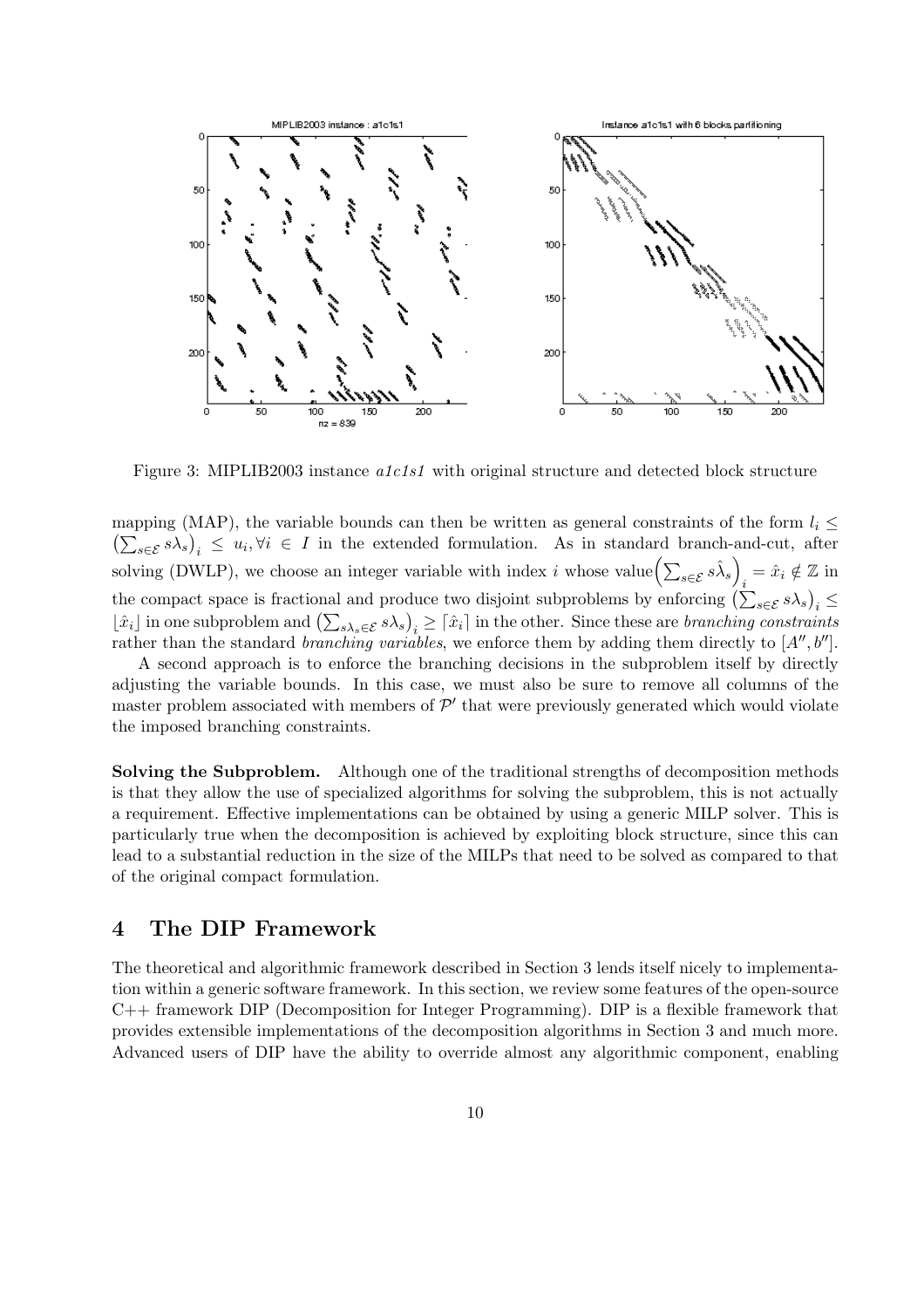Figure 3: MIPLIB2003 instance *a1c1s1* with original structure and detected block structure

mapping (MAP), the variable bounds can then be written as general constraints of the form $l_i \leq \left(\sum_{s \in \mathcal{E}} s\lambda_s\right)_i \leq u_i, \forall i \in I$ in the extended formulation. As in standard branch-and-cut, after solving (DWLP), we choose an integer variable with index $i$ whose value $\left(\sum_{s \in \mathcal{E}} s\hat{\lambda}_s\right)_i = \hat{x}_i \notin \mathbb{Z}$ in the compact space is fractional and produce two disjoint subproblems by enforcing $\left(\sum_{s \in \mathcal{E}} s\lambda_s\right)_i \leq \lfloor \hat{x}_i \rfloor$ in one subproblem and $\left(\sum_{s\lambda_s \in \mathcal{E}} s\lambda_s\right)_i \geq \lceil \hat{x}_i \rceil$ in the other. Since these are *branching constraints* rather than the standard *branching variables*, we enforce them by adding them directly to $[A'', b'']$.

A second approach is to enforce the branching decisions in the subproblem itself by directly adjusting the variable bounds. In this case, we must also be sure to remove all columns of the master problem associated with members of $\mathcal{P}'$ that were previously generated which would violate the imposed branching constraints.

**Solving the Subproblem.** Although one of the traditional strengths of decomposition methods is that they allow the use of specialized algorithms for solving the subproblem, this is not actually a requirement. Effective implementations can be obtained by using a generic MILP solver. This is particularly true when the decomposition is achieved by exploiting block structure, since this can lead to a substantial reduction in the size of the MILPs that need to be solved as compared to that of the original compact formulation.

# 4 The DIP Framework

The theoretical and algorithmic framework described in Section 3 lends itself nicely to implementation within a generic software framework. In this section, we review some features of the open-source C++ framework DIP (Decomposition for Integer Programming). DIP is a flexible framework that provides extensible implementations of the decomposition algorithms in Section 3 and much more. Advanced users of DIP have the ability to override almost any algorithmic component, enabling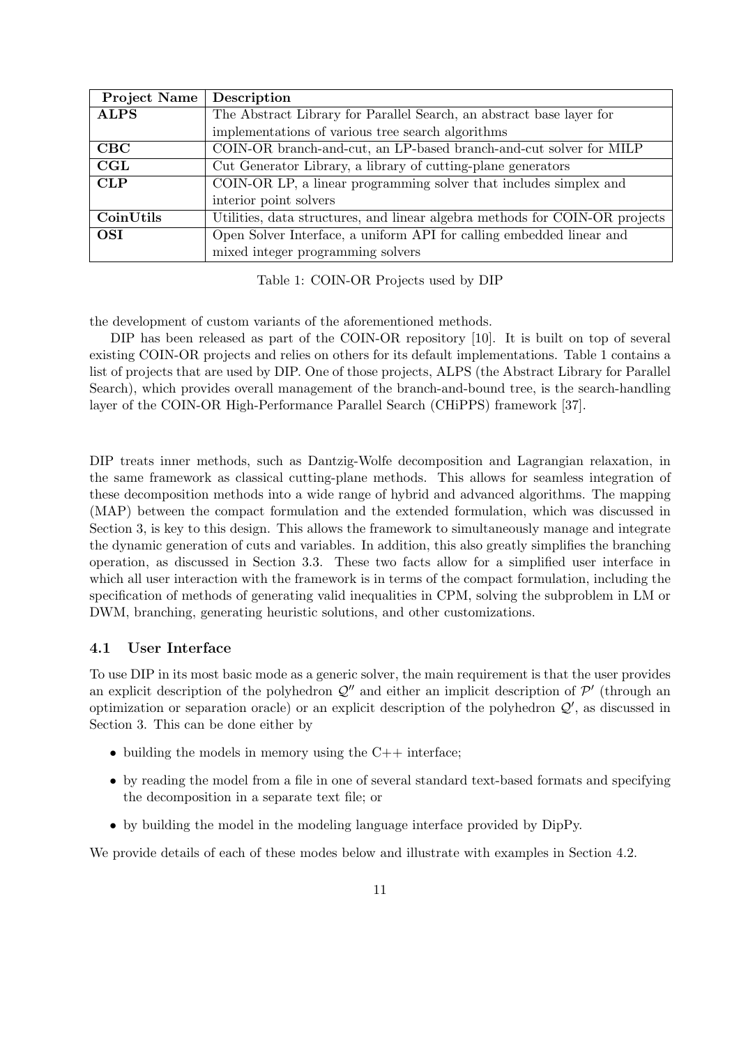| Project Name | Description |
|---|---|
| **ALPS** | The Abstract Library for Parallel Search, an abstract base layer for implementations of various tree search algorithms |
| **CBC** | COIN-OR branch-and-cut, an LP-based branch-and-cut solver for MILP |
| **CGL** | Cut Generator Library, a library of cutting-plane generators |
| **CLP** | COIN-OR LP, a linear programming solver that includes simplex and interior point solvers |
| **CoinUtils** | Utilities, data structures, and linear algebra methods for COIN-OR projects |
| **OSI** | Open Solver Interface, a uniform API for calling embedded linear and mixed integer programming solvers |

Table 1: COIN-OR Projects used by DIP

the development of custom variants of the aforementioned methods.

DIP has been released as part of the COIN-OR repository [10]. It is built on top of several existing COIN-OR projects and relies on others for its default implementations. Table 1 contains a list of projects that are used by DIP. One of those projects, ALPS (the Abstract Library for Parallel Search), which provides overall management of the branch-and-bound tree, is the search-handling layer of the COIN-OR High-Performance Parallel Search (CHiPPS) framework [37].

DIP treats inner methods, such as Dantzig-Wolfe decomposition and Lagrangian relaxation, in the same framework as classical cutting-plane methods. This allows for seamless integration of these decomposition methods into a wide range of hybrid and advanced algorithms. The mapping (MAP) between the compact formulation and the extended formulation, which was discussed in Section 3, is key to this design. This allows the framework to simultaneously manage and integrate the dynamic generation of cuts and variables. In addition, this also greatly simplifies the branching operation, as discussed in Section 3.3. These two facts allow for a simplified user interface in which all user interaction with the framework is in terms of the compact formulation, including the specification of methods of generating valid inequalities in CPM, solving the subproblem in LM or DWM, branching, generating heuristic solutions, and other customizations.

### 4.1 User Interface

To use DIP in its most basic mode as a generic solver, the main requirement is that the user provides an explicit description of the polyhedron $\mathcal{Q}''$ and either an implicit description of $\mathcal{P}'$ (through an optimization or separation oracle) or an explicit description of the polyhedron $\mathcal{Q}'$, as discussed in Section 3. This can be done either by

- building the models in memory using the C++ interface;
- by reading the model from a file in one of several standard text-based formats and specifying the decomposition in a separate text file; or
- by building the model in the modeling language interface provided by DipPy.

We provide details of each of these modes below and illustrate with examples in Section 4.2.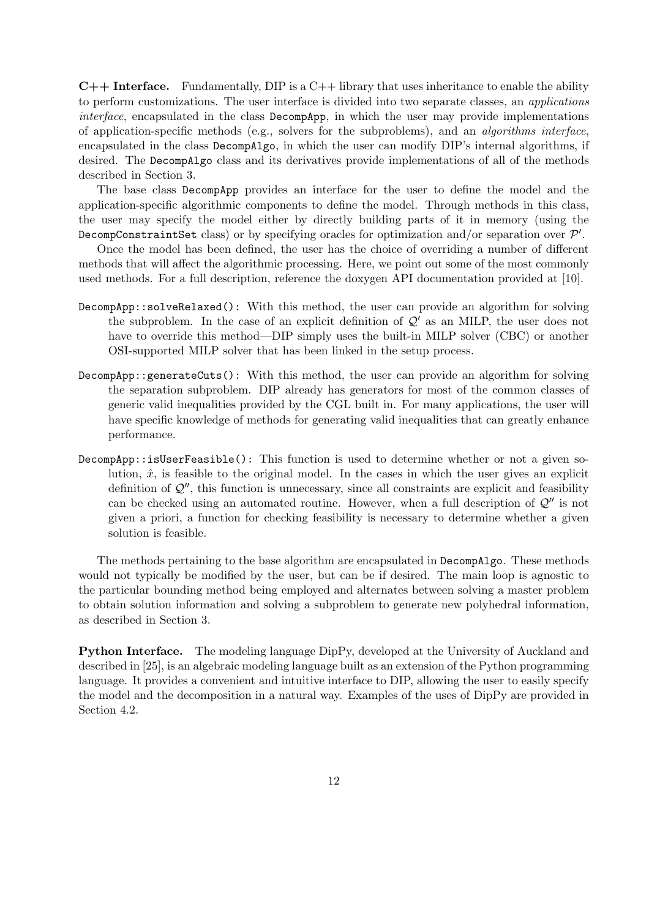**C++ Interface.** Fundamentally, DIP is a C++ library that uses inheritance to enable the ability to perform customizations. The user interface is divided into two separate classes, an *applications interface*, encapsulated in the class `DecompApp`, in which the user may provide implementations of application-specific methods (e.g., solvers for the subproblems), and an *algorithms interface*, encapsulated in the class `DecompAlgo`, in which the user can modify DIP's internal algorithms, if desired. The `DecompAlgo` class and its derivatives provide implementations of all of the methods described in Section 3.

The base class `DecompApp` provides an interface for the user to define the model and the application-specific algorithmic components to define the model. Through methods in this class, the user may specify the model either by directly building parts of it in memory (using the `DecompConstraintSet` class) or by specifying oracles for optimization and/or separation over $\mathcal{P}'$.

Once the model has been defined, the user has the choice of overriding a number of different methods that will affect the algorithmic processing. Here, we point out some of the most commonly used methods. For a full description, reference the doxygen API documentation provided at [10].

`DecompApp::solveRelaxed()`: With this method, the user can provide an algorithm for solving the subproblem. In the case of an explicit definition of $\mathcal{Q}'$ as an MILP, the user does not have to override this method—DIP simply uses the built-in MILP solver (CBC) or another OSI-supported MILP solver that has been linked in the setup process.

`DecompApp::generateCuts()`: With this method, the user can provide an algorithm for solving the separation subproblem. DIP already has generators for most of the common classes of generic valid inequalities provided by the CGL built in. For many applications, the user will have specific knowledge of methods for generating valid inequalities that can greatly enhance performance.

`DecompApp::isUserFeasible()`: This function is used to determine whether or not a given solution, $\hat{x}$, is feasible to the original model. In the cases in which the user gives an explicit definition of $\mathcal{Q}''$, this function is unnecessary, since all constraints are explicit and feasibility can be checked using an automated routine. However, when a full description of $\mathcal{Q}''$ is not given a priori, a function for checking feasibility is necessary to determine whether a given solution is feasible.

The methods pertaining to the base algorithm are encapsulated in `DecompAlgo`. These methods would not typically be modified by the user, but can be if desired. The main loop is agnostic to the particular bounding method being employed and alternates between solving a master problem to obtain solution information and solving a subproblem to generate new polyhedral information, as described in Section 3.

**Python Interface.** The modeling language DipPy, developed at the University of Auckland and described in [25], is an algebraic modeling language built as an extension of the Python programming language. It provides a convenient and intuitive interface to DIP, allowing the user to easily specify the model and the decomposition in a natural way. Examples of the uses of DipPy are provided in Section 4.2.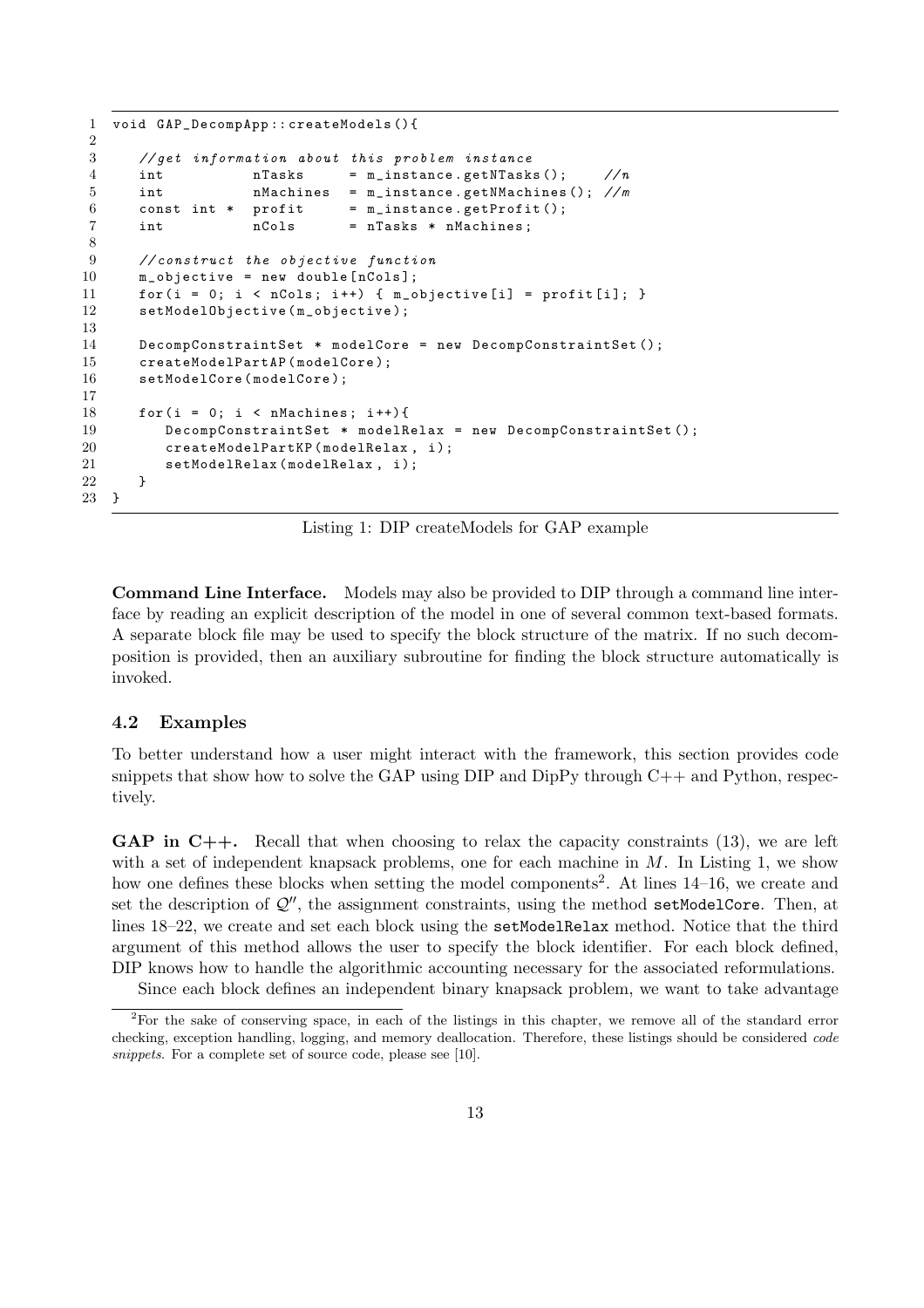```
1  void GAP_DecompApp::createModels(){
2
3     //get information about this problem instance
4     int          nTasks     = m_instance.getNTasks();    //n
5     int          nMachines  = m_instance.getNMachines(); //m
6     const int *  profit     = m_instance.getProfit();
7     int          nCols      = nTasks * nMachines;
8
9     //construct the objective function
10    m_objective = new double[nCols];
11    for(i = 0; i < nCols; i++) { m_objective[i] = profit[i]; }
12    setModelObjective(m_objective);
13
14    DecompConstraintSet * modelCore = new DecompConstraintSet();
15    createModelPartAP(modelCore);
16    setModelCore(modelCore);
17
18    for(i = 0; i < nMachines; i++){
19       DecompConstraintSet * modelRelax = new DecompConstraintSet();
20       createModelPartKP(modelRelax, i);
21       setModelRelax(modelRelax, i);
22    }
23 }
```

Listing 1: DIP createModels for GAP example

**Command Line Interface.** Models may also be provided to DIP through a command line interface by reading an explicit description of the model in one of several common text-based formats. A separate block file may be used to specify the block structure of the matrix. If no such decomposition is provided, then an auxiliary subroutine for finding the block structure automatically is invoked.

### 4.2 Examples

To better understand how a user might interact with the framework, this section provides code snippets that show how to solve the GAP using DIP and DipPy through C++ and Python, respectively.

**GAP in C++.** Recall that when choosing to relax the capacity constraints (13), we are left with a set of independent knapsack problems, one for each machine in $M$. In Listing 1, we show how one defines these blocks when setting the model components[2]. At lines 14–16, we create and set the description of $\mathcal{Q}''$, the assignment constraints, using the method `setModelCore`. Then, at lines 18–22, we create and set each block using the `setModelRelax` method. Notice that the third argument of this method allows the user to specify the block identifier. For each block defined, DIP knows how to handle the algorithmic accounting necessary for the associated reformulations.

Since each block defines an independent binary knapsack problem, we want to take advantage

[2] For the sake of conserving space, in each of the listings in this chapter, we remove all of the standard error checking, exception handling, logging, and memory deallocation. Therefore, these listings should be considered *code snippets*. For a complete set of source code, please see [10].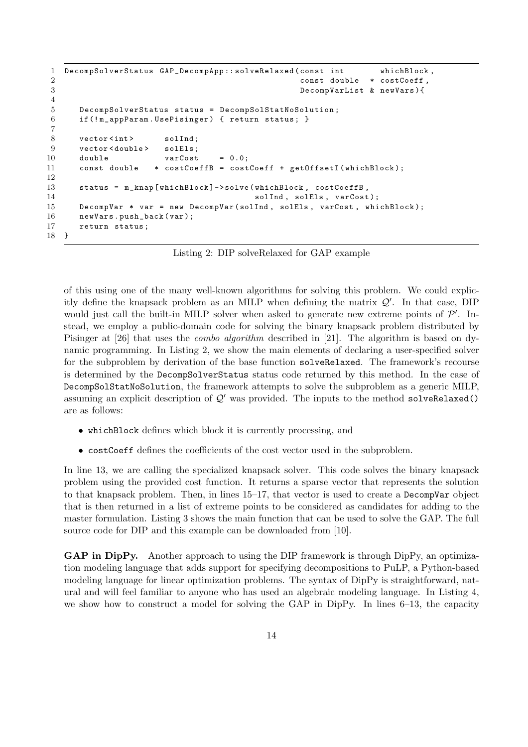```
DecompSolverStatus GAP_DecompApp::solveRelaxed(const int       whichBlock,
                                                const double  * costCoeff,
                                                DecompVarList & newVars){

   DecompSolverStatus status = DecompSolStatNoSolution;
   if(!m_appParam.UsePisinger) { return status; }

   vector<int>      solInd;
   vector<double>   solEls;
   double           varCost    = 0.0;
   const double   * costCoeffB = costCoeff + getOffsetI(whichBlock);

   status = m_knap[whichBlock]->solve(whichBlock, costCoeffB,
                                      solInd, solEls, varCost);
   DecompVar * var = new DecompVar(solInd, solEls, varCost, whichBlock);
   newVars.push_back(var);
   return status;
}
```

Listing 2: DIP solveRelaxed for GAP example

of this using one of the many well-known algorithms for solving this problem. We could explicitly define the knapsack problem as an MILP when defining the matrix $\mathcal{Q}'$. In that case, DIP would just call the built-in MILP solver when asked to generate new extreme points of $\mathcal{P}'$. Instead, we employ a public-domain code for solving the binary knapsack problem distributed by Pisinger at [26] that uses the *combo algorithm* described in [21]. The algorithm is based on dynamic programming. In Listing 2, we show the main elements of declaring a user-specified solver for the subproblem by derivation of the base function `solveRelaxed`. The framework's recourse is determined by the `DecompSolverStatus` status code returned by this method. In the case of `DecompSolStatNoSolution`, the framework attempts to solve the subproblem as a generic MILP, assuming an explicit description of $\mathcal{Q}'$ was provided. The inputs to the method `solveRelaxed()` are as follows:

- `whichBlock` defines which block it is currently processing, and
- `costCoeff` defines the coefficients of the cost vector used in the subproblem.

In line 13, we are calling the specialized knapsack solver. This code solves the binary knapsack problem using the provided cost function. It returns a sparse vector that represents the solution to that knapsack problem. Then, in lines 15–17, that vector is used to create a `DecompVar` object that is then returned in a list of extreme points to be considered as candidates for adding to the master formulation. Listing 3 shows the main function that can be used to solve the GAP. The full source code for DIP and this example can be downloaded from [10].

**GAP in DipPy.** Another approach to using the DIP framework is through DipPy, an optimization modeling language that adds support for specifying decompositions to PuLP, a Python-based modeling language for linear optimization problems. The syntax of DipPy is straightforward, natural and will feel familiar to anyone who has used an algebraic modeling language. In Listing 4, we show how to construct a model for solving the GAP in DipPy. In lines 6–13, the capacity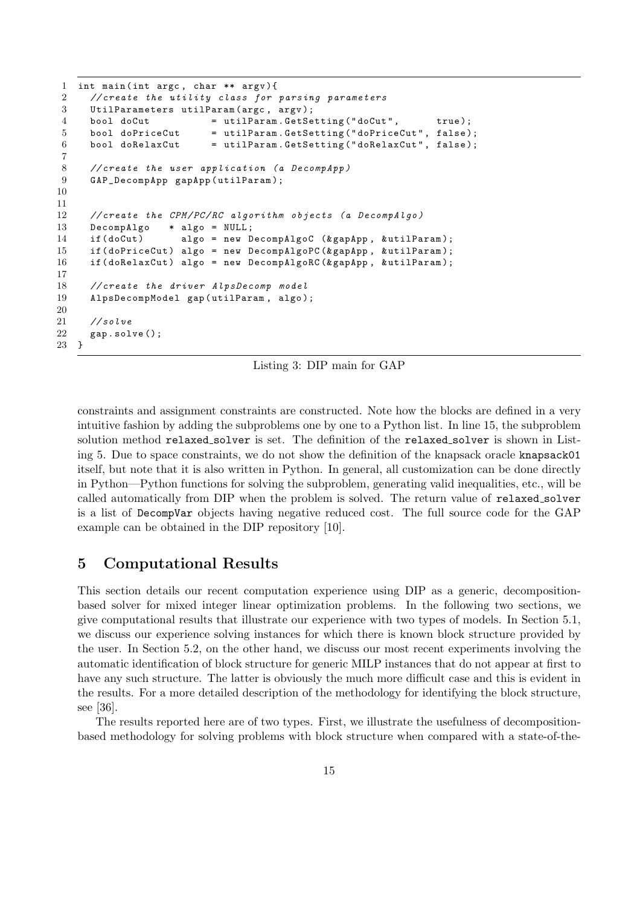```cpp
int main(int argc, char ** argv){
  //create the utility class for parsing parameters
  UtilParameters utilParam(argc, argv);
  bool doCut          = utilParam.GetSetting("doCut",      true);
  bool doPriceCut     = utilParam.GetSetting("doPriceCut", false);
  bool doRelaxCut     = utilParam.GetSetting("doRelaxCut", false);

  //create the user application (a DecompApp)
  GAP_DecompApp gapApp(utilParam);


  //create the CPM/PC/RC algorithm objects (a DecompAlgo)
  DecompAlgo   * algo = NULL;
  if(doCut)      algo = new DecompAlgoC (&gapApp, &utilParam);
  if(doPriceCut) algo = new DecompAlgoPC(&gapApp, &utilParam);
  if(doRelaxCut) algo = new DecompAlgoRC(&gapApp, &utilParam);

  //create the driver AlpsDecomp model
  AlpsDecompModel gap(utilParam, algo);

  //solve
  gap.solve();
}
```

Listing 3: DIP main for GAP

constraints and assignment constraints are constructed. Note how the blocks are defined in a very intuitive fashion by adding the subproblems one by one to a Python list. In line 15, the subproblem solution method `relaxed_solver` is set. The definition of the `relaxed_solver` is shown in Listing 5. Due to space constraints, we do not show the definition of the knapsack oracle `knapsack01` itself, but note that it is also written in Python. In general, all customization can be done directly in Python—Python functions for solving the subproblem, generating valid inequalities, etc., will be called automatically from DIP when the problem is solved. The return value of `relaxed_solver` is a list of `DecompVar` objects having negative reduced cost. The full source code for the GAP example can be obtained in the DIP repository [10].

## 5 Computational Results

This section details our recent computation experience using DIP as a generic, decomposition-based solver for mixed integer linear optimization problems. In the following two sections, we give computational results that illustrate our experience with two types of models. In Section 5.1, we discuss our experience solving instances for which there is known block structure provided by the user. In Section 5.2, on the other hand, we discuss our most recent experiments involving the automatic identification of block structure for generic MILP instances that do not appear at first to have any such structure. The latter is obviously the much more difficult case and this is evident in the results. For a more detailed description of the methodology for identifying the block structure, see [36].

The results reported here are of two types. First, we illustrate the usefulness of decomposition-based methodology for solving problems with block structure when compared with a state-of-the-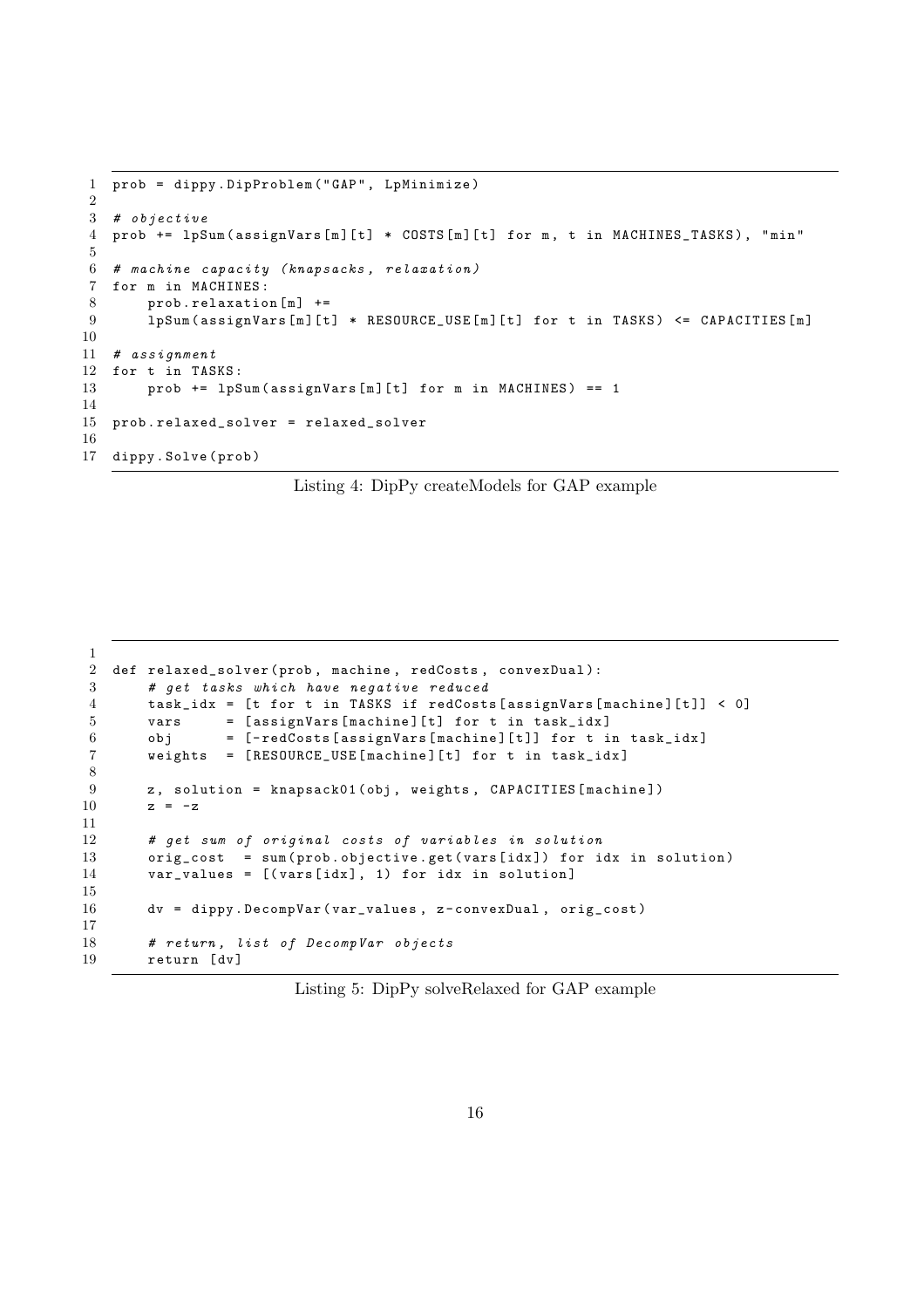```python
prob = dippy.DipProblem("GAP", LpMinimize)

# objective
prob += lpSum(assignVars[m][t] * COSTS[m][t] for m, t in MACHINES_TASKS), "min"

# machine capacity (knapsacks, relaxation)
for m in MACHINES:
    prob.relaxation[m] +=
    lpSum(assignVars[m][t] * RESOURCE_USE[m][t] for t in TASKS) <= CAPACITIES[m]

# assignment
for t in TASKS:
    prob += lpSum(assignVars[m][t] for m in MACHINES) == 1

prob.relaxed_solver = relaxed_solver

dippy.Solve(prob)
```

Listing 4: DipPy createModels for GAP example

```python

def relaxed_solver(prob, machine, redCosts, convexDual):
    # get tasks which have negative reduced
    task_idx = [t for t in TASKS if redCosts[assignVars[machine][t]] < 0]
    vars     = [assignVars[machine][t] for t in task_idx]
    obj      = [-redCosts[assignVars[machine][t]] for t in task_idx]
    weights  = [RESOURCE_USE[machine][t] for t in task_idx]

    z, solution = knapsack01(obj, weights, CAPACITIES[machine])
    z = -z

    # get sum of original costs of variables in solution
    orig_cost  = sum(prob.objective.get(vars[idx]) for idx in solution)
    var_values = [(vars[idx], 1) for idx in solution]

    dv = dippy.DecompVar(var_values, z-convexDual, orig_cost)

    # return, list of DecompVar objects
    return [dv]
```

Listing 5: DipPy solveRelaxed for GAP example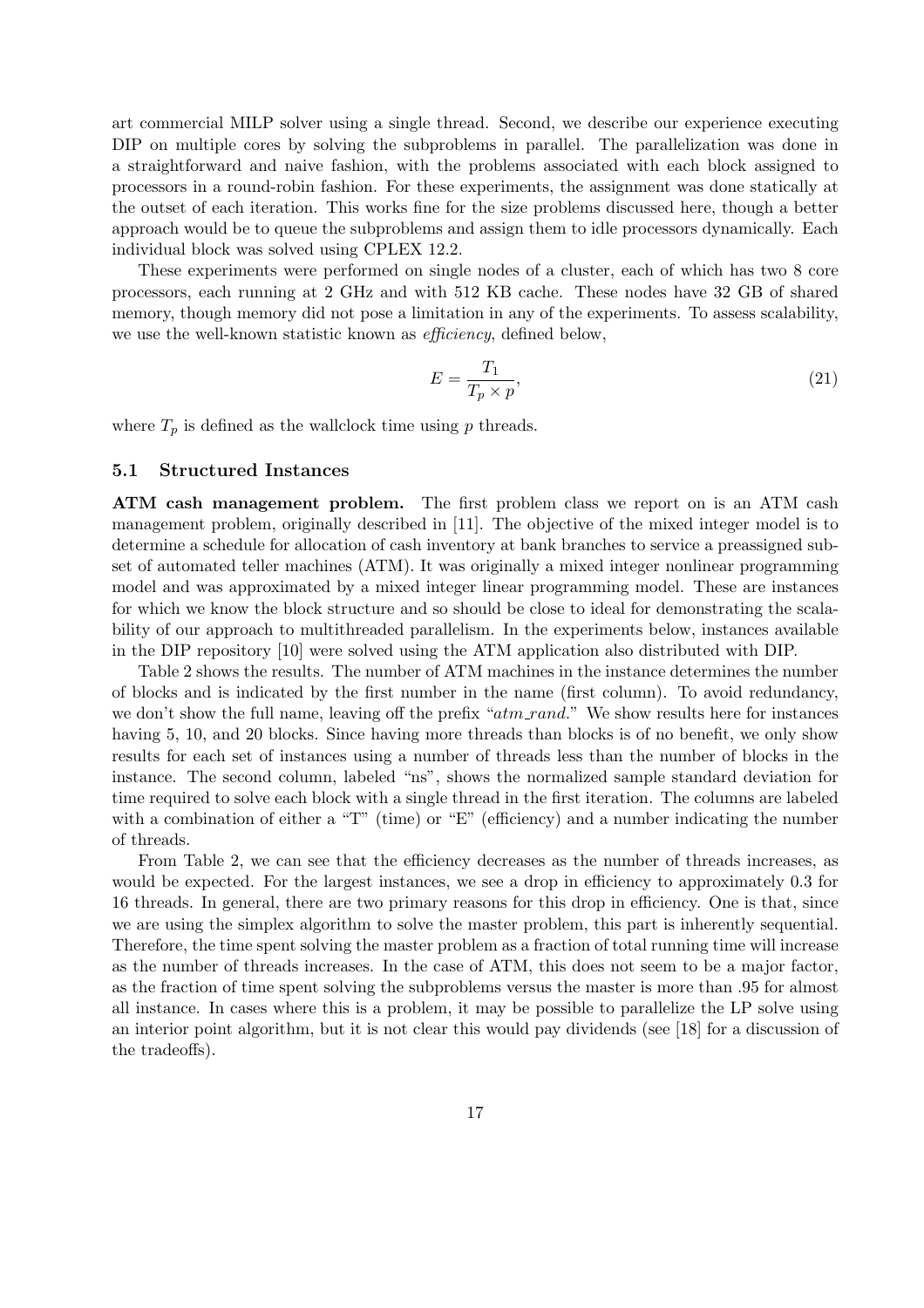art commercial MILP solver using a single thread. Second, we describe our experience executing DIP on multiple cores by solving the subproblems in parallel. The parallelization was done in a straightforward and naive fashion, with the problems associated with each block assigned to processors in a round-robin fashion. For these experiments, the assignment was done statically at the outset of each iteration. This works fine for the size problems discussed here, though a better approach would be to queue the subproblems and assign them to idle processors dynamically. Each individual block was solved using CPLEX 12.2.

These experiments were performed on single nodes of a cluster, each of which has two 8 core processors, each running at 2 GHz and with 512 KB cache. These nodes have 32 GB of shared memory, though memory did not pose a limitation in any of the experiments. To assess scalability, we use the well-known statistic known as *efficiency*, defined below,

$$E = \frac{T_1}{T_p \times p}, \tag{21}$$

where $T_p$ is defined as the wallclock time using $p$ threads.

### 5.1 Structured Instances

**ATM cash management problem.** The first problem class we report on is an ATM cash management problem, originally described in [11]. The objective of the mixed integer model is to determine a schedule for allocation of cash inventory at bank branches to service a preassigned subset of automated teller machines (ATM). It was originally a mixed integer nonlinear programming model and was approximated by a mixed integer linear programming model. These are instances for which we know the block structure and so should be close to ideal for demonstrating the scalability of our approach to multithreaded parallelism. In the experiments below, instances available in the DIP repository [10] were solved using the ATM application also distributed with DIP.

Table 2 shows the results. The number of ATM machines in the instance determines the number of blocks and is indicated by the first number in the name (first column). To avoid redundancy, we don't show the full name, leaving off the prefix "*atm_rand*." We show results here for instances having 5, 10, and 20 blocks. Since having more threads than blocks is of no benefit, we only show results for each set of instances using a number of threads less than the number of blocks in the instance. The second column, labeled "ns", shows the normalized sample standard deviation for time required to solve each block with a single thread in the first iteration. The columns are labeled with a combination of either a "T" (time) or "E" (efficiency) and a number indicating the number of threads.

From Table 2, we can see that the efficiency decreases as the number of threads increases, as would be expected. For the largest instances, we see a drop in efficiency to approximately 0.3 for 16 threads. In general, there are two primary reasons for this drop in efficiency. One is that, since we are using the simplex algorithm to solve the master problem, this part is inherently sequential. Therefore, the time spent solving the master problem as a fraction of total running time will increase as the number of threads increases. In the case of ATM, this does not seem to be a major factor, as the fraction of time spent solving the subproblems versus the master is more than .95 for almost all instance. In cases where this is a problem, it may be possible to parallelize the LP solve using an interior point algorithm, but it is not clear this would pay dividends (see [18] for a discussion of the tradeoffs).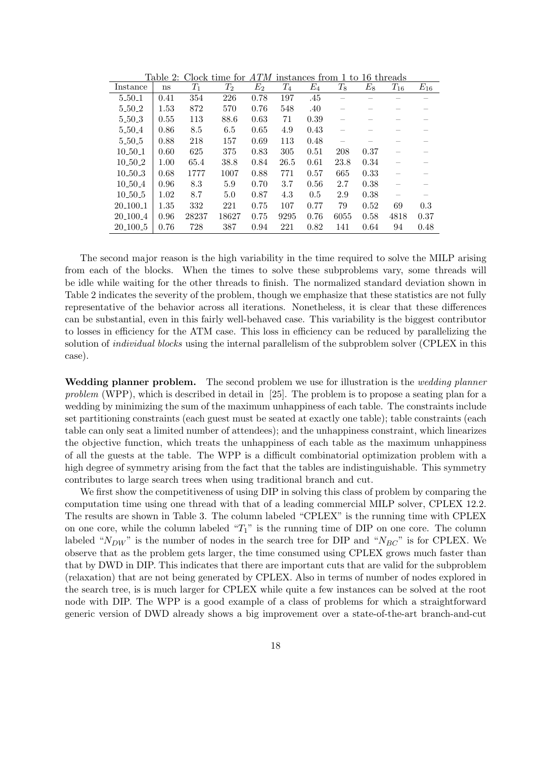Table 2: Clock time for *ATM* instances from 1 to 16 threads

| Instance | ns | $T_1$ | $T_2$ | $E_2$ | $T_4$ | $E_4$ | $T_8$ | $E_8$ | $T_{16}$ | $E_{16}$ |
|---|---|---|---|---|---|---|---|---|---|---|
| 5_50_1 | 0.41 | 354 | 226 | 0.78 | 197 | .45 | – | – | – | – |
| 5_50_2 | 1.53 | 872 | 570 | 0.76 | 548 | .40 | – | – | – | – |
| 5_50_3 | 0.55 | 113 | 88.6 | 0.63 | 71 | 0.39 | – | – | – | – |
| 5_50_4 | 0.86 | 8.5 | 6.5 | 0.65 | 4.9 | 0.43 | – | – | – | – |
| 5_50_5 | 0.88 | 218 | 157 | 0.69 | 113 | 0.48 | – | – | – | – |
| 10_50_1 | 0.60 | 625 | 375 | 0.83 | 305 | 0.51 | 208 | 0.37 | – | – |
| 10_50_2 | 1.00 | 65.4 | 38.8 | 0.84 | 26.5 | 0.61 | 23.8 | 0.34 | – | – |
| 10_50_3 | 0.68 | 1777 | 1007 | 0.88 | 771 | 0.57 | 665 | 0.33 | – | – |
| 10_50_4 | 0.96 | 8.3 | 5.9 | 0.70 | 3.7 | 0.56 | 2.7 | 0.38 | – | – |
| 10_50_5 | 1.02 | 8.7 | 5.0 | 0.87 | 4.3 | 0.5 | 2.9 | 0.38 | – | – |
| 20_100_1 | 1.35 | 332 | 221 | 0.75 | 107 | 0.77 | 79 | 0.52 | 69 | 0.3 |
| 20_100_4 | 0.96 | 28237 | 18627 | 0.75 | 9295 | 0.76 | 6055 | 0.58 | 4818 | 0.37 |
| 20_100_5 | 0.76 | 728 | 387 | 0.94 | 221 | 0.82 | 141 | 0.64 | 94 | 0.48 |

The second major reason is the high variability in the time required to solve the MILP arising from each of the blocks. When the times to solve these subproblems vary, some threads will be idle while waiting for the other threads to finish. The normalized standard deviation shown in Table 2 indicates the severity of the problem, though we emphasize that these statistics are not fully representative of the behavior across all iterations. Nonetheless, it is clear that these differences can be substantial, even in this fairly well-behaved case. This variability is the biggest contributor to losses in efficiency for the ATM case. This loss in efficiency can be reduced by parallelizing the solution of *individual blocks* using the internal parallelism of the subproblem solver (CPLEX in this case).

**Wedding planner problem.** The second problem we use for illustration is the *wedding planner problem* (WPP), which is described in detail in [25]. The problem is to propose a seating plan for a wedding by minimizing the sum of the maximum unhappiness of each table. The constraints include set partitioning constraints (each guest must be seated at exactly one table); table constraints (each table can only seat a limited number of attendees); and the unhappiness constraint, which linearizes the objective function, which treats the unhappiness of each table as the maximum unhappiness of all the guests at the table. The WPP is a difficult combinatorial optimization problem with a high degree of symmetry arising from the fact that the tables are indistinguishable. This symmetry contributes to large search trees when using traditional branch and cut.

We first show the competitiveness of using DIP in solving this class of problem by comparing the computation time using one thread with that of a leading commercial MILP solver, CPLEX 12.2. The results are shown in Table 3. The column labeled "CPLEX" is the running time with CPLEX on one core, while the column labeled "$T_1$" is the running time of DIP on one core. The column labeled "$N_{DW}$" is the number of nodes in the search tree for DIP and "$N_{BC}$" is for CPLEX. We observe that as the problem gets larger, the time consumed using CPLEX grows much faster than that by DWD in DIP. This indicates that there are important cuts that are valid for the subproblem (relaxation) that are not being generated by CPLEX. Also in terms of number of nodes explored in the search tree, is is much larger for CPLEX while quite a few instances can be solved at the root node with DIP. The WPP is a good example of a class of problems for which a straightforward generic version of DWD already shows a big improvement over a state-of-the-art branch-and-cut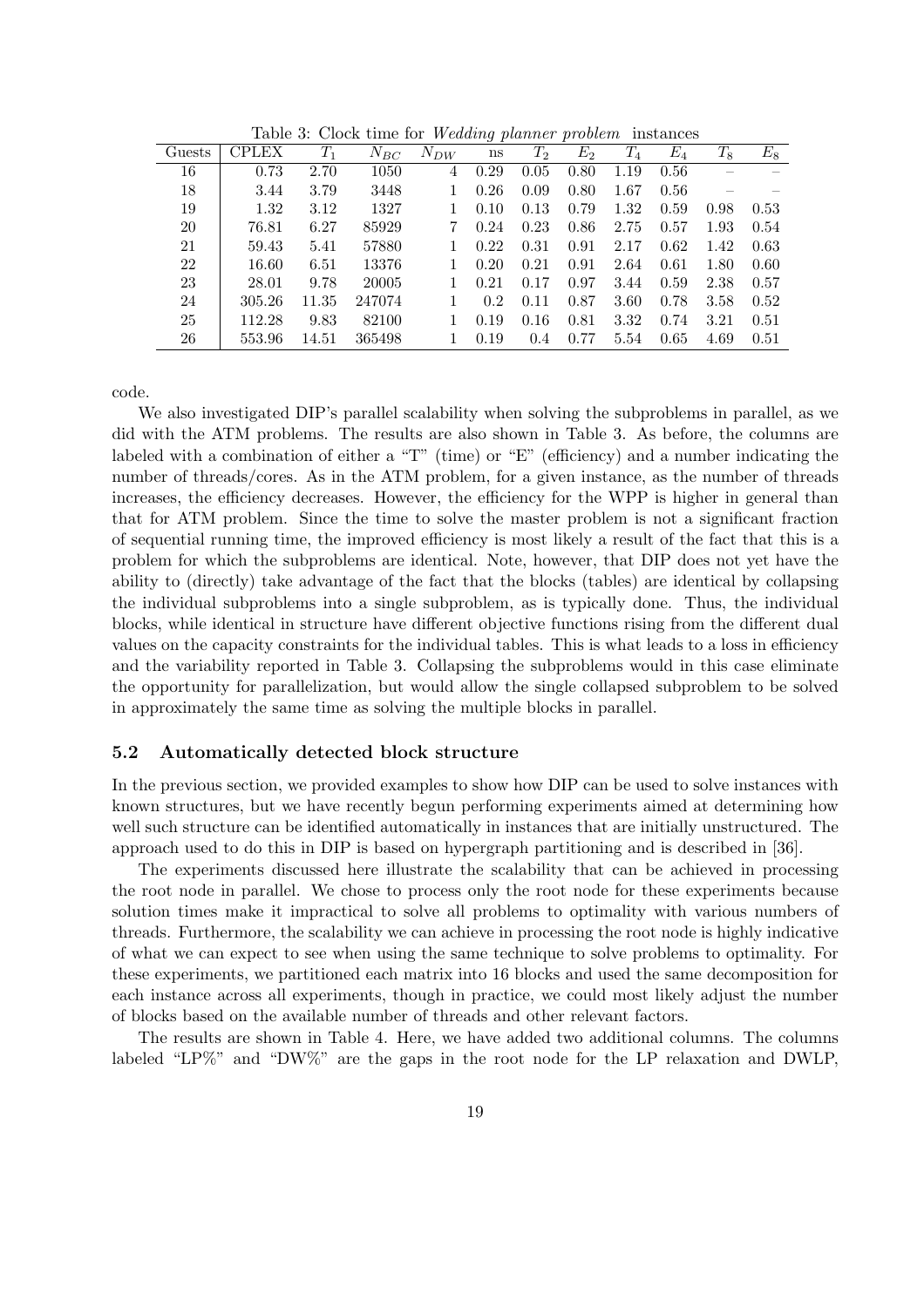Table 3: Clock time for *Wedding planner problem* instances

| Guests | CPLEX | $T_1$ | $N_{BC}$ | $N_{DW}$ | ns | $T_2$ | $E_2$ | $T_4$ | $E_4$ | $T_8$ | $E_8$ |
|---|---|---|---|---|---|---|---|---|---|---|---|
| 16 | 0.73 | 2.70 | 1050 | 4 | 0.29 | 0.05 | 0.80 | 1.19 | 0.56 | – | – |
| 18 | 3.44 | 3.79 | 3448 | 1 | 0.26 | 0.09 | 0.80 | 1.67 | 0.56 | – | – |
| 19 | 1.32 | 3.12 | 1327 | 1 | 0.10 | 0.13 | 0.79 | 1.32 | 0.59 | 0.98 | 0.53 |
| 20 | 76.81 | 6.27 | 85929 | 7 | 0.24 | 0.23 | 0.86 | 2.75 | 0.57 | 1.93 | 0.54 |
| 21 | 59.43 | 5.41 | 57880 | 1 | 0.22 | 0.31 | 0.91 | 2.17 | 0.62 | 1.42 | 0.63 |
| 22 | 16.60 | 6.51 | 13376 | 1 | 0.20 | 0.21 | 0.91 | 2.64 | 0.61 | 1.80 | 0.60 |
| 23 | 28.01 | 9.78 | 20005 | 1 | 0.21 | 0.17 | 0.97 | 3.44 | 0.59 | 2.38 | 0.57 |
| 24 | 305.26 | 11.35 | 247074 | 1 | 0.2 | 0.11 | 0.87 | 3.60 | 0.78 | 3.58 | 0.52 |
| 25 | 112.28 | 9.83 | 82100 | 1 | 0.19 | 0.16 | 0.81 | 3.32 | 0.74 | 3.21 | 0.51 |
| 26 | 553.96 | 14.51 | 365498 | 1 | 0.19 | 0.4 | 0.77 | 5.54 | 0.65 | 4.69 | 0.51 |

code.

We also investigated DIP's parallel scalability when solving the subproblems in parallel, as we did with the ATM problems. The results are also shown in Table 3. As before, the columns are labeled with a combination of either a "T" (time) or "E" (efficiency) and a number indicating the number of threads/cores. As in the ATM problem, for a given instance, as the number of threads increases, the efficiency decreases. However, the efficiency for the WPP is higher in general than that for ATM problem. Since the time to solve the master problem is not a significant fraction of sequential running time, the improved efficiency is most likely a result of the fact that this is a problem for which the subproblems are identical. Note, however, that DIP does not yet have the ability to (directly) take advantage of the fact that the blocks (tables) are identical by collapsing the individual subproblems into a single subproblem, as is typically done. Thus, the individual blocks, while identical in structure have different objective functions rising from the different dual values on the capacity constraints for the individual tables. This is what leads to a loss in efficiency and the variability reported in Table 3. Collapsing the subproblems would in this case eliminate the opportunity for parallelization, but would allow the single collapsed subproblem to be solved in approximately the same time as solving the multiple blocks in parallel.

### 5.2 Automatically detected block structure

In the previous section, we provided examples to show how DIP can be used to solve instances with known structures, but we have recently begun performing experiments aimed at determining how well such structure can be identified automatically in instances that are initially unstructured. The approach used to do this in DIP is based on hypergraph partitioning and is described in [36].

The experiments discussed here illustrate the scalability that can be achieved in processing the root node in parallel. We chose to process only the root node for these experiments because solution times make it impractical to solve all problems to optimality with various numbers of threads. Furthermore, the scalability we can achieve in processing the root node is highly indicative of what we can expect to see when using the same technique to solve problems to optimality. For these experiments, we partitioned each matrix into 16 blocks and used the same decomposition for each instance across all experiments, though in practice, we could most likely adjust the number of blocks based on the available number of threads and other relevant factors.

The results are shown in Table 4. Here, we have added two additional columns. The columns labeled "LP%" and "DW%" are the gaps in the root node for the LP relaxation and DWLP,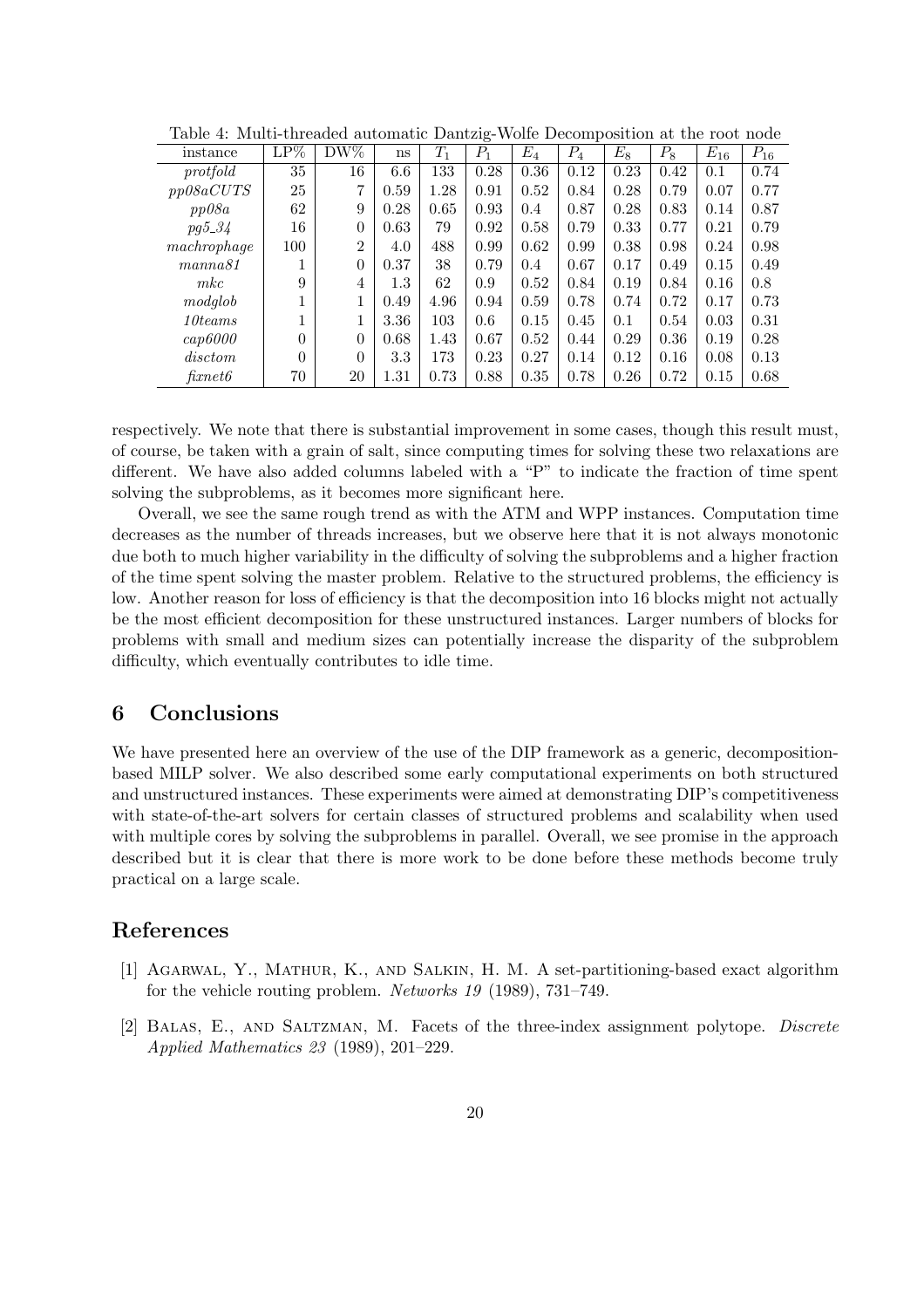Table 4: Multi-threaded automatic Dantzig-Wolfe Decomposition at the root node

| instance | LP% | DW% | ns | $T_1$ | $P_1$ | $E_4$ | $P_4$ | $E_8$ | $P_8$ | $E_{16}$ | $P_{16}$ |
|---|---|---|---|---|---|---|---|---|---|---|---|
| *protfold* | 35 | 16 | 6.6 | 133 | 0.28 | 0.36 | 0.12 | 0.23 | 0.42 | 0.1 | 0.74 |
| *pp08aCUTS* | 25 | 7 | 0.59 | 1.28 | 0.91 | 0.52 | 0.84 | 0.28 | 0.79 | 0.07 | 0.77 |
| *pp08a* | 62 | 9 | 0.28 | 0.65 | 0.93 | 0.4 | 0.87 | 0.28 | 0.83 | 0.14 | 0.87 |
| *pg5_34* | 16 | 0 | 0.63 | 79 | 0.92 | 0.58 | 0.79 | 0.33 | 0.77 | 0.21 | 0.79 |
| *machrophage* | 100 | 2 | 4.0 | 488 | 0.99 | 0.62 | 0.99 | 0.38 | 0.98 | 0.24 | 0.98 |
| *manna81* | 1 | 0 | 0.37 | 38 | 0.79 | 0.4 | 0.67 | 0.17 | 0.49 | 0.15 | 0.49 |
| *mkc* | 9 | 4 | 1.3 | 62 | 0.9 | 0.52 | 0.84 | 0.19 | 0.84 | 0.16 | 0.8 |
| *modglob* | 1 | 1 | 0.49 | 4.96 | 0.94 | 0.59 | 0.78 | 0.74 | 0.72 | 0.17 | 0.73 |
| *10teams* | 1 | 1 | 3.36 | 103 | 0.6 | 0.15 | 0.45 | 0.1 | 0.54 | 0.03 | 0.31 |
| *cap6000* | 0 | 0 | 0.68 | 1.43 | 0.67 | 0.52 | 0.44 | 0.29 | 0.36 | 0.19 | 0.28 |
| *disctom* | 0 | 0 | 3.3 | 173 | 0.23 | 0.27 | 0.14 | 0.12 | 0.16 | 0.08 | 0.13 |
| *fixnet6* | 70 | 20 | 1.31 | 0.73 | 0.88 | 0.35 | 0.78 | 0.26 | 0.72 | 0.15 | 0.68 |

respectively. We note that there is substantial improvement in some cases, though this result must, of course, be taken with a grain of salt, since computing times for solving these two relaxations are different. We have also added columns labeled with a "P" to indicate the fraction of time spent solving the subproblems, as it becomes more significant here.

Overall, we see the same rough trend as with the ATM and WPP instances. Computation time decreases as the number of threads increases, but we observe here that it is not always monotonic due both to much higher variability in the difficulty of solving the subproblems and a higher fraction of the time spent solving the master problem. Relative to the structured problems, the efficiency is low. Another reason for loss of efficiency is that the decomposition into 16 blocks might not actually be the most efficient decomposition for these unstructured instances. Larger numbers of blocks for problems with small and medium sizes can potentially increase the disparity of the subproblem difficulty, which eventually contributes to idle time.

## 6 Conclusions

We have presented here an overview of the use of the DIP framework as a generic, decomposition-based MILP solver. We also described some early computational experiments on both structured and unstructured instances. These experiments were aimed at demonstrating DIP's competitiveness with state-of-the-art solvers for certain classes of structured problems and scalability when used with multiple cores by solving the subproblems in parallel. Overall, we see promise in the approach described but it is clear that there is more work to be done before these methods become truly practical on a large scale.

## References

[1] Agarwal, Y., Mathur, K., and Salkin, H. M. A set-partitioning-based exact algorithm for the vehicle routing problem. *Networks 19* (1989), 731–749.

[2] Balas, E., and Saltzman, M. Facets of the three-index assignment polytope. *Discrete Applied Mathematics 23* (1989), 201–229.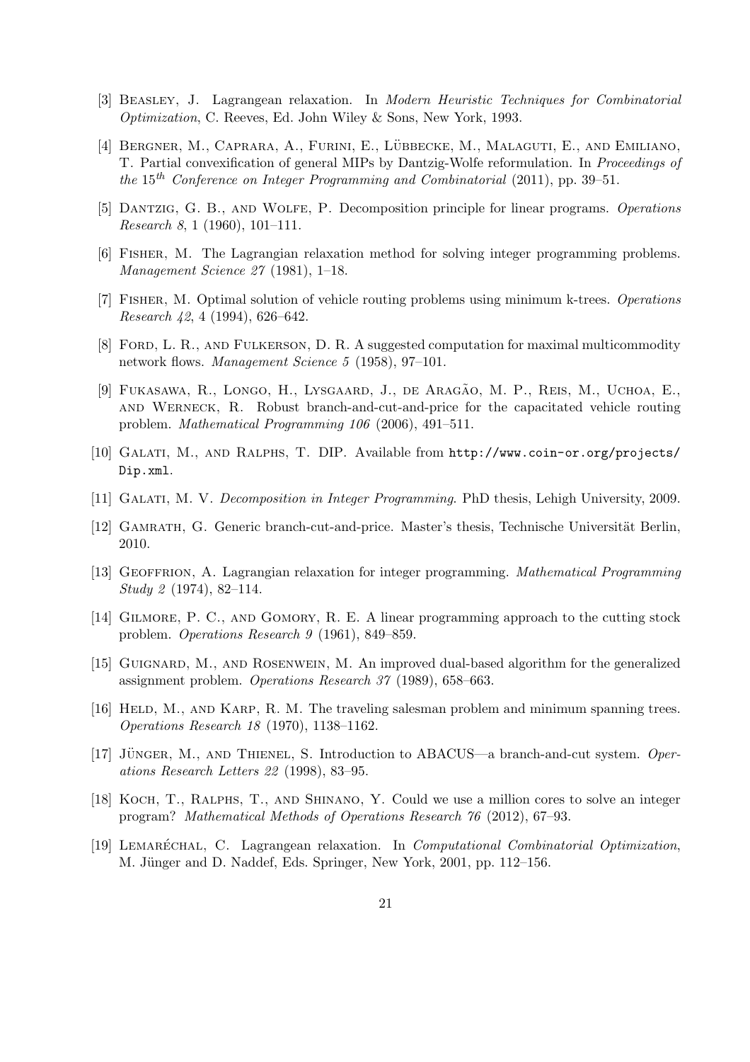[3] Beasley, J. Lagrangean relaxation. In *Modern Heuristic Techniques for Combinatorial Optimization*, C. Reeves, Ed. John Wiley & Sons, New York, 1993.

[4] Bergner, M., Caprara, A., Furini, E., Lübbecke, M., Malaguti, E., and Emiliano, T. Partial convexification of general MIPs by Dantzig-Wolfe reformulation. In *Proceedings of the* $15^{th}$ *Conference on Integer Programming and Combinatorial* (2011), pp. 39–51.

[5] Dantzig, G. B., and Wolfe, P. Decomposition principle for linear programs. *Operations Research 8*, 1 (1960), 101–111.

[6] Fisher, M. The Lagrangian relaxation method for solving integer programming problems. *Management Science 27* (1981), 1–18.

[7] Fisher, M. Optimal solution of vehicle routing problems using minimum k-trees. *Operations Research 42*, 4 (1994), 626–642.

[8] Ford, L. R., and Fulkerson, D. R. A suggested computation for maximal multicommodity network flows. *Management Science 5* (1958), 97–101.

[9] Fukasawa, R., Longo, H., Lysgaard, J., de Aragão, M. P., Reis, M., Uchoa, E., and Werneck, R. Robust branch-and-cut-and-price for the capacitated vehicle routing problem. *Mathematical Programming 106* (2006), 491–511.

[10] Galati, M., and Ralphs, T. DIP. Available from `http://www.coin-or.org/projects/Dip.xml`.

[11] Galati, M. V. *Decomposition in Integer Programming*. PhD thesis, Lehigh University, 2009.

[12] Gamrath, G. Generic branch-cut-and-price. Master's thesis, Technische Universität Berlin, 2010.

[13] Geoffrion, A. Lagrangian relaxation for integer programming. *Mathematical Programming Study 2* (1974), 82–114.

[14] Gilmore, P. C., and Gomory, R. E. A linear programming approach to the cutting stock problem. *Operations Research 9* (1961), 849–859.

[15] Guignard, M., and Rosenwein, M. An improved dual-based algorithm for the generalized assignment problem. *Operations Research 37* (1989), 658–663.

[16] Held, M., and Karp, R. M. The traveling salesman problem and minimum spanning trees. *Operations Research 18* (1970), 1138–1162.

[17] Jünger, M., and Thienel, S. Introduction to ABACUS—a branch-and-cut system. *Operations Research Letters 22* (1998), 83–95.

[18] Koch, T., Ralphs, T., and Shinano, Y. Could we use a million cores to solve an integer program? *Mathematical Methods of Operations Research 76* (2012), 67–93.

[19] Lemaréchal, C. Lagrangean relaxation. In *Computational Combinatorial Optimization*, M. Jünger and D. Naddef, Eds. Springer, New York, 2001, pp. 112–156.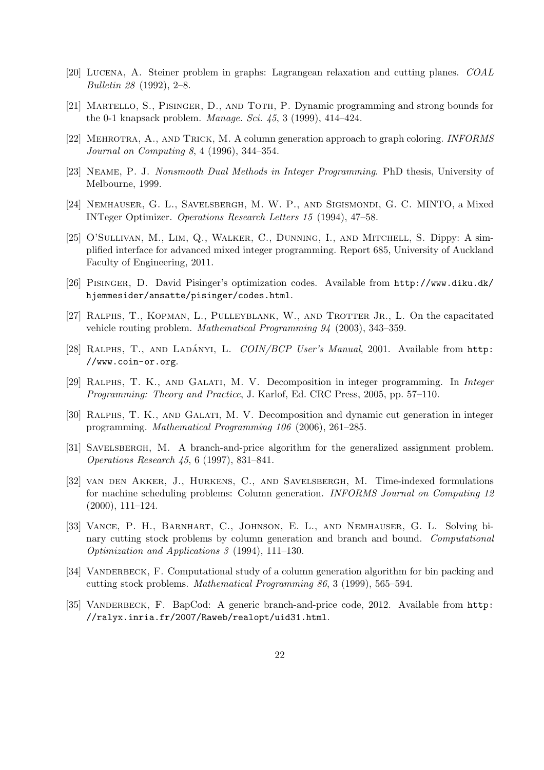[20] Lucena, A. Steiner problem in graphs: Lagrangean relaxation and cutting planes. *COAL Bulletin 28* (1992), 2–8.

[21] Martello, S., Pisinger, D., and Toth, P. Dynamic programming and strong bounds for the 0-1 knapsack problem. *Manage. Sci. 45*, 3 (1999), 414–424.

[22] Mehrotra, A., and Trick, M. A column generation approach to graph coloring. *INFORMS Journal on Computing 8*, 4 (1996), 344–354.

[23] Neame, P. J. *Nonsmooth Dual Methods in Integer Programming*. PhD thesis, University of Melbourne, 1999.

[24] Nemhauser, G. L., Savelsbergh, M. W. P., and Sigismondi, G. C. MINTO, a Mixed INTeger Optimizer. *Operations Research Letters 15* (1994), 47–58.

[25] O'Sullivan, M., Lim, Q., Walker, C., Dunning, I., and Mitchell, S. Dippy: A simplified interface for advanced mixed integer programming. Report 685, University of Auckland Faculty of Engineering, 2011.

[26] Pisinger, D. David Pisinger's optimization codes. Available from `http://www.diku.dk/hjemmesider/ansatte/pisinger/codes.html`.

[27] Ralphs, T., Kopman, L., Pulleyblank, W., and Trotter Jr., L. On the capacitated vehicle routing problem. *Mathematical Programming 94* (2003), 343–359.

[28] Ralphs, T., and Ladányi, L. *COIN/BCP User's Manual*, 2001. Available from `http://www.coin-or.org`.

[29] Ralphs, T. K., and Galati, M. V. Decomposition in integer programming. In *Integer Programming: Theory and Practice*, J. Karlof, Ed. CRC Press, 2005, pp. 57–110.

[30] Ralphs, T. K., and Galati, M. V. Decomposition and dynamic cut generation in integer programming. *Mathematical Programming 106* (2006), 261–285.

[31] Savelsbergh, M. A branch-and-price algorithm for the generalized assignment problem. *Operations Research 45*, 6 (1997), 831–841.

[32] van den Akker, J., Hurkens, C., and Savelsbergh, M. Time-indexed formulations for machine scheduling problems: Column generation. *INFORMS Journal on Computing 12* (2000), 111–124.

[33] Vance, P. H., Barnhart, C., Johnson, E. L., and Nemhauser, G. L. Solving binary cutting stock problems by column generation and branch and bound. *Computational Optimization and Applications 3* (1994), 111–130.

[34] Vanderbeck, F. Computational study of a column generation algorithm for bin packing and cutting stock problems. *Mathematical Programming 86*, 3 (1999), 565–594.

[35] Vanderbeck, F. BapCod: A generic branch-and-price code, 2012. Available from `http://ralyx.inria.fr/2007/Raweb/realopt/uid31.html`.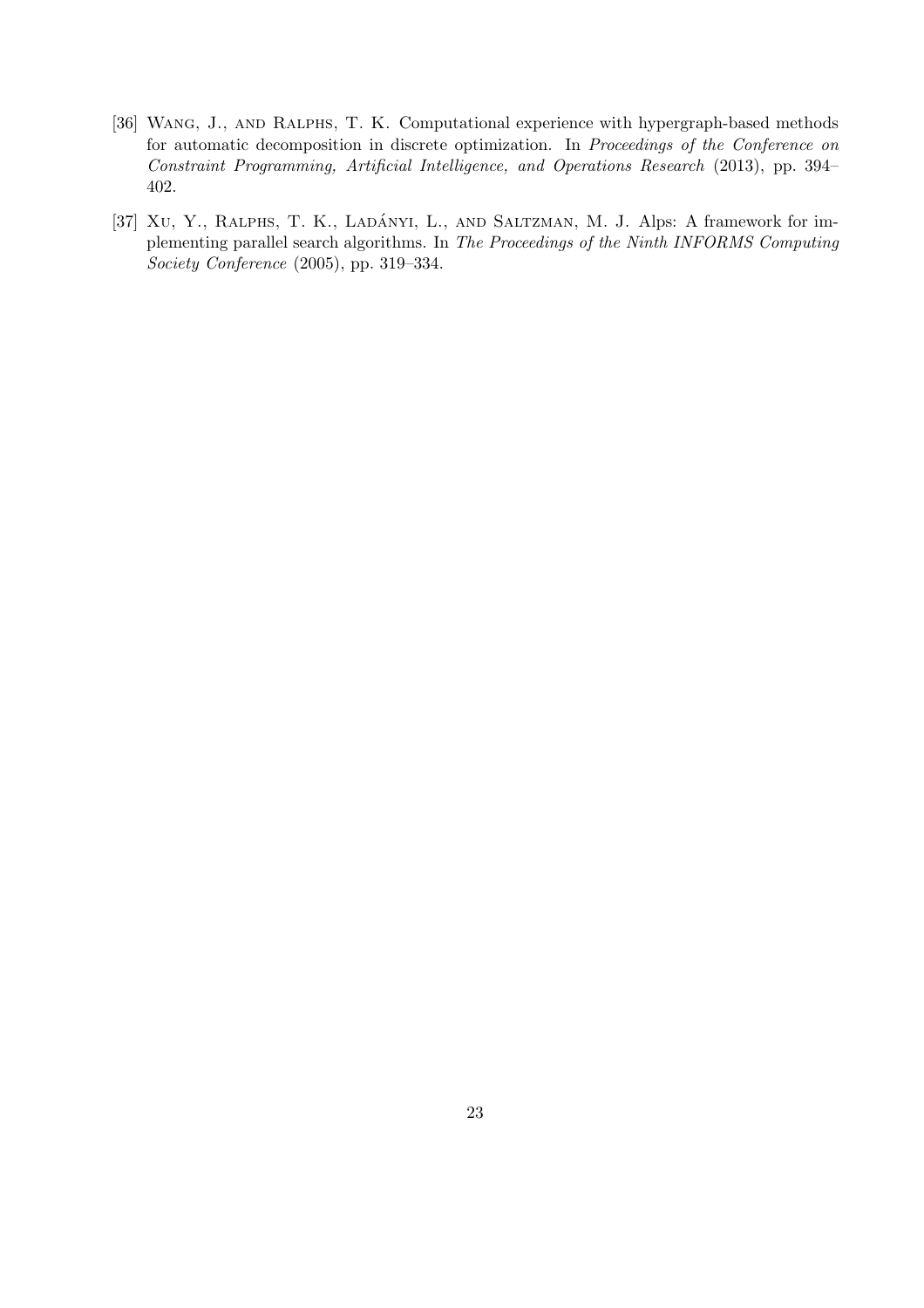[36] Wang, J., and Ralphs, T. K. Computational experience with hypergraph-based methods for automatic decomposition in discrete optimization. In *Proceedings of the Conference on Constraint Programming, Artificial Intelligence, and Operations Research* (2013), pp. 394–402.

[37] Xu, Y., Ralphs, T. K., Ladányi, L., and Saltzman, M. J. Alps: A framework for implementing parallel search algorithms. In *The Proceedings of the Ninth INFORMS Computing Society Conference* (2005), pp. 319–334.